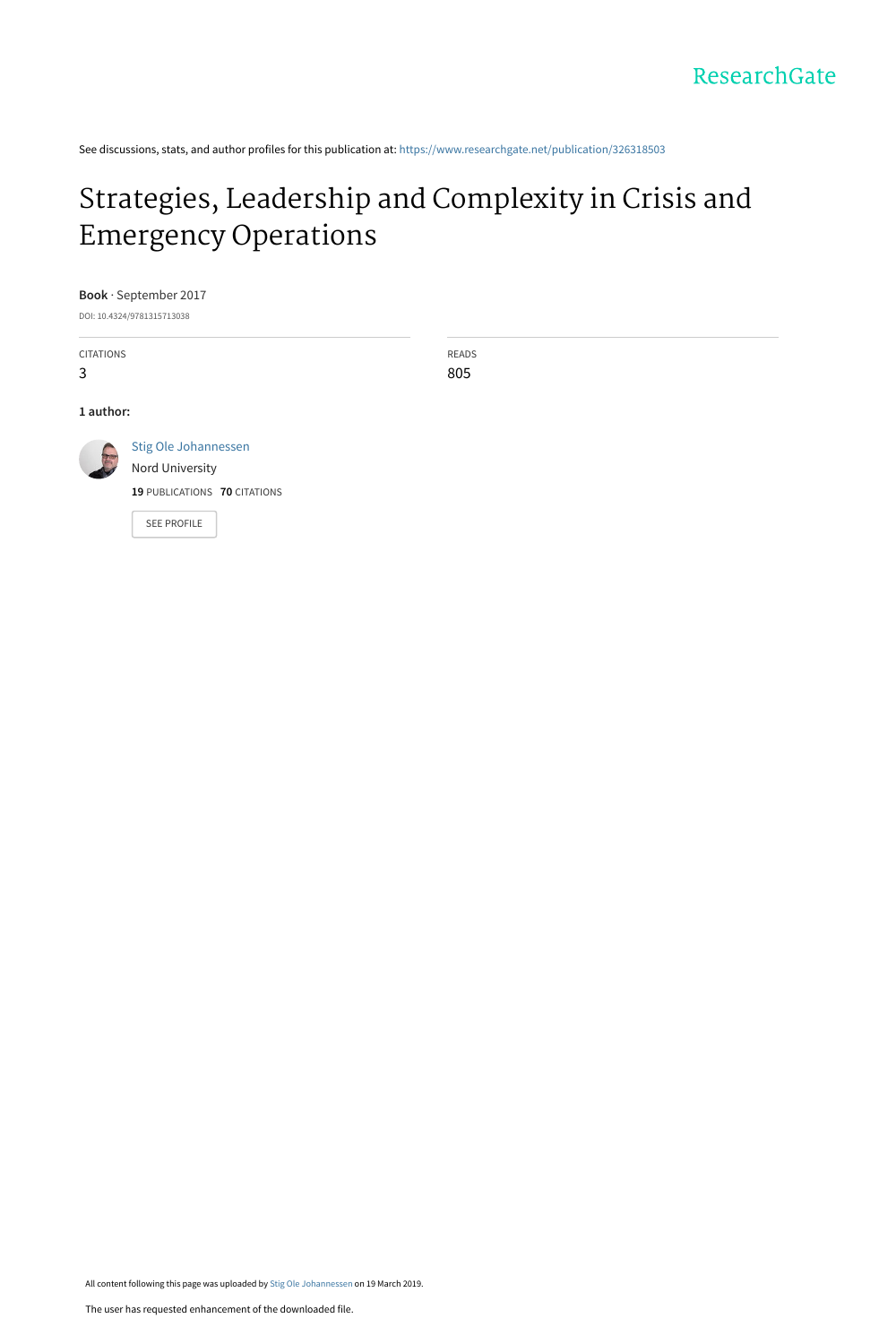ResearchGate

See discussions, stats, and author profiles for this publication at: https://www.researchgate.net/publication/326318503

# Strategies, Leadership and Complexity in Crisis and Emergency Operations

**Book** · September 2017

DOI: 10.4324/9781315713038

| | |
|---|---|
| CITATIONS | READS |
| 3 | 805 |

**1 author:**

Stig Ole Johannessen
Nord University
**19** PUBLICATIONS **70** CITATIONS

SEE PROFILE

All content following this page was uploaded by Stig Ole Johannessen on 19 March 2019.

The user has requested enhancement of the downloaded file.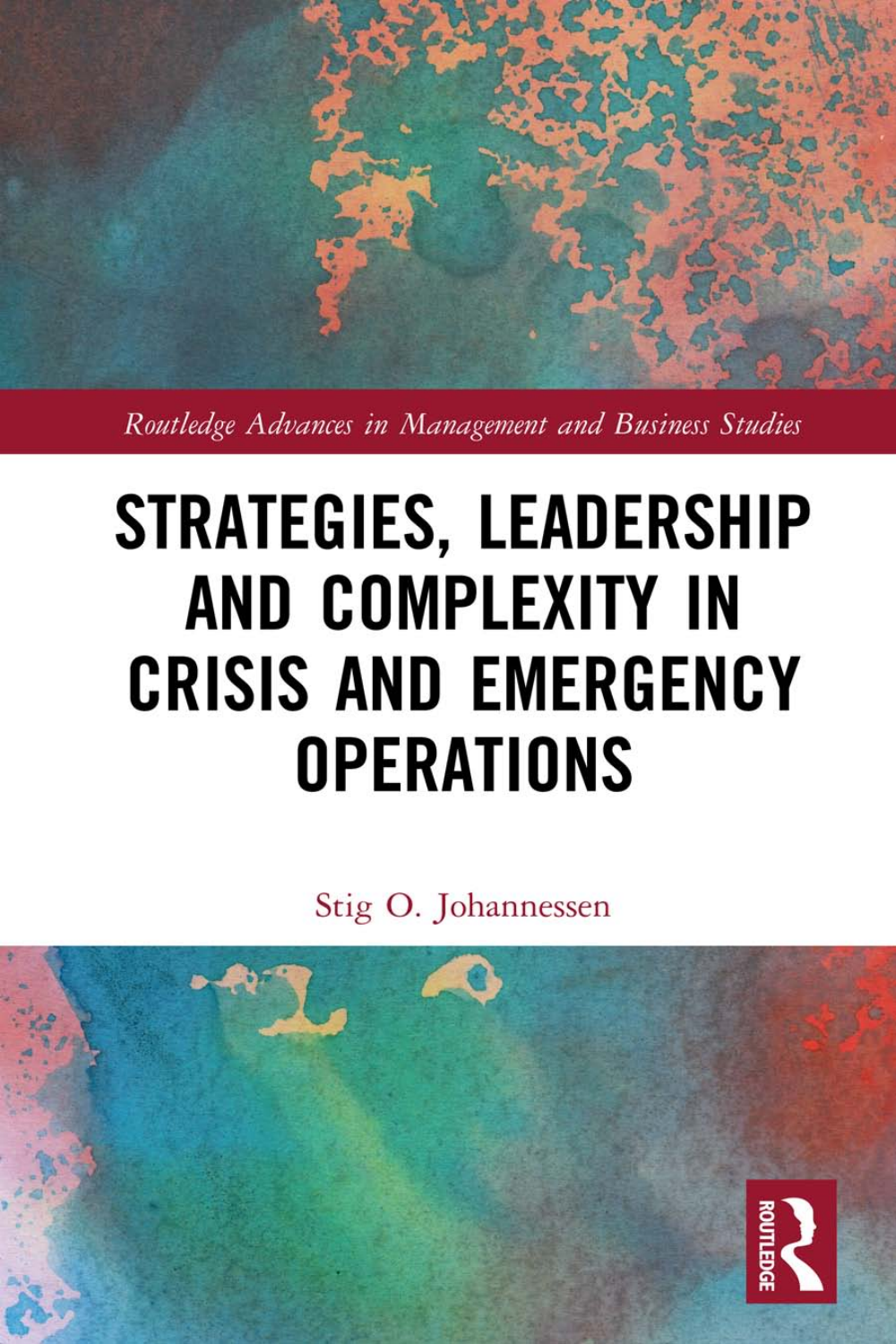Routledge Advances in Management and Business Studies

# STRATEGIES, LEADERSHIP AND COMPLEXITY IN CRISIS AND EMERGENCY OPERATIONS

Stig O. Johannessen

ROUTLEDGE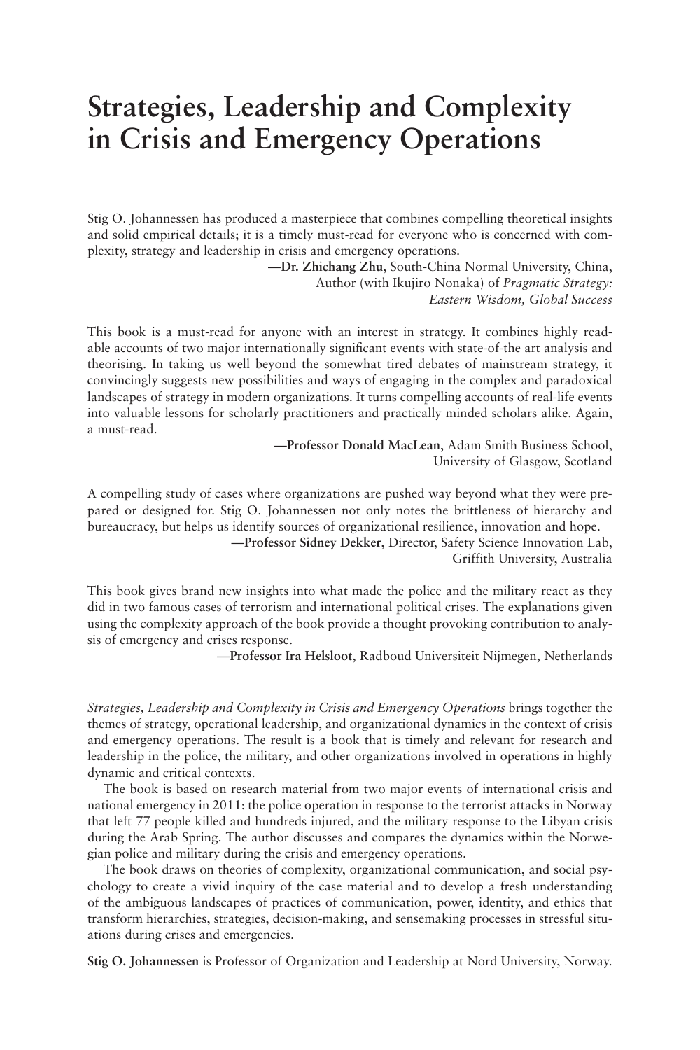# Strategies, Leadership and Complexity in Crisis and Emergency Operations

Stig O. Johannessen has produced a masterpiece that combines compelling theoretical insights and solid empirical details; it is a timely must-read for everyone who is concerned with complexity, strategy and leadership in crisis and emergency operations.

—**Dr. Zhichang Zhu**, South-China Normal University, China, Author (with Ikujiro Nonaka) of *Pragmatic Strategy: Eastern Wisdom, Global Success*

This book is a must-read for anyone with an interest in strategy. It combines highly readable accounts of two major internationally significant events with state-of-the art analysis and theorising. In taking us well beyond the somewhat tired debates of mainstream strategy, it convincingly suggests new possibilities and ways of engaging in the complex and paradoxical landscapes of strategy in modern organizations. It turns compelling accounts of real-life events into valuable lessons for scholarly practitioners and practically minded scholars alike. Again, a must-read.

—**Professor Donald MacLean**, Adam Smith Business School, University of Glasgow, Scotland

A compelling study of cases where organizations are pushed way beyond what they were prepared or designed for. Stig O. Johannessen not only notes the brittleness of hierarchy and bureaucracy, but helps us identify sources of organizational resilience, innovation and hope.

—**Professor Sidney Dekker**, Director, Safety Science Innovation Lab, Griffith University, Australia

This book gives brand new insights into what made the police and the military react as they did in two famous cases of terrorism and international political crises. The explanations given using the complexity approach of the book provide a thought provoking contribution to analysis of emergency and crises response.

—**Professor Ira Helsloot**, Radboud Universiteit Nijmegen, Netherlands

*Strategies, Leadership and Complexity in Crisis and Emergency Operations* brings together the themes of strategy, operational leadership, and organizational dynamics in the context of crisis and emergency operations. The result is a book that is timely and relevant for research and leadership in the police, the military, and other organizations involved in operations in highly dynamic and critical contexts.

The book is based on research material from two major events of international crisis and national emergency in 2011: the police operation in response to the terrorist attacks in Norway that left 77 people killed and hundreds injured, and the military response to the Libyan crisis during the Arab Spring. The author discusses and compares the dynamics within the Norwegian police and military during the crisis and emergency operations.

The book draws on theories of complexity, organizational communication, and social psychology to create a vivid inquiry of the case material and to develop a fresh understanding of the ambiguous landscapes of practices of communication, power, identity, and ethics that transform hierarchies, strategies, decision-making, and sensemaking processes in stressful situations during crises and emergencies.

**Stig O. Johannessen** is Professor of Organization and Leadership at Nord University, Norway.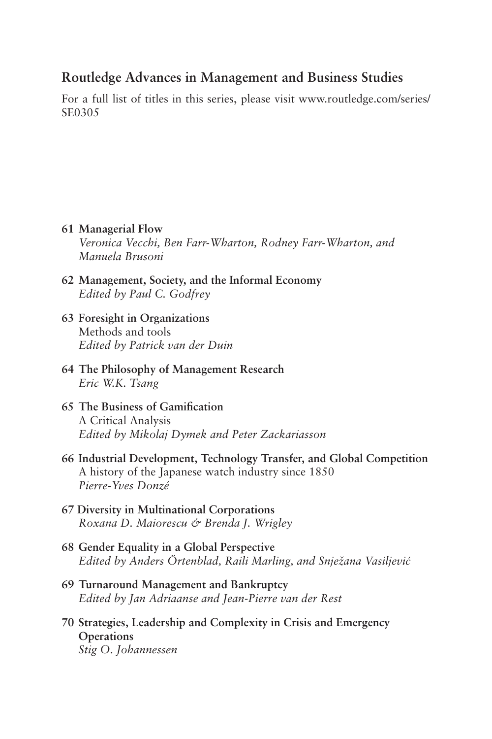## Routledge Advances in Management and Business Studies

For a full list of titles in this series, please visit www.routledge.com/series/SE0305

**61 Managerial Flow**
*Veronica Vecchi, Ben Farr-Wharton, Rodney Farr-Wharton, and Manuela Brusoni*

**62 Management, Society, and the Informal Economy**
*Edited by Paul C. Godfrey*

**63 Foresight in Organizations**
Methods and tools
*Edited by Patrick van der Duin*

**64 The Philosophy of Management Research**
*Eric W.K. Tsang*

**65 The Business of Gamification**
A Critical Analysis
*Edited by Mikolaj Dymek and Peter Zackariasson*

**66 Industrial Development, Technology Transfer, and Global Competition**
A history of the Japanese watch industry since 1850
*Pierre-Yves Donzé*

**67 Diversity in Multinational Corporations**
*Roxana D. Maiorescu & Brenda J. Wrigley*

**68 Gender Equality in a Global Perspective**
*Edited by Anders Örtenblad, Raili Marling, and Snježana Vasiljević*

**69 Turnaround Management and Bankruptcy**
*Edited by Jan Adriaanse and Jean-Pierre van der Rest*

**70 Strategies, Leadership and Complexity in Crisis and Emergency Operations**
*Stig O. Johannessen*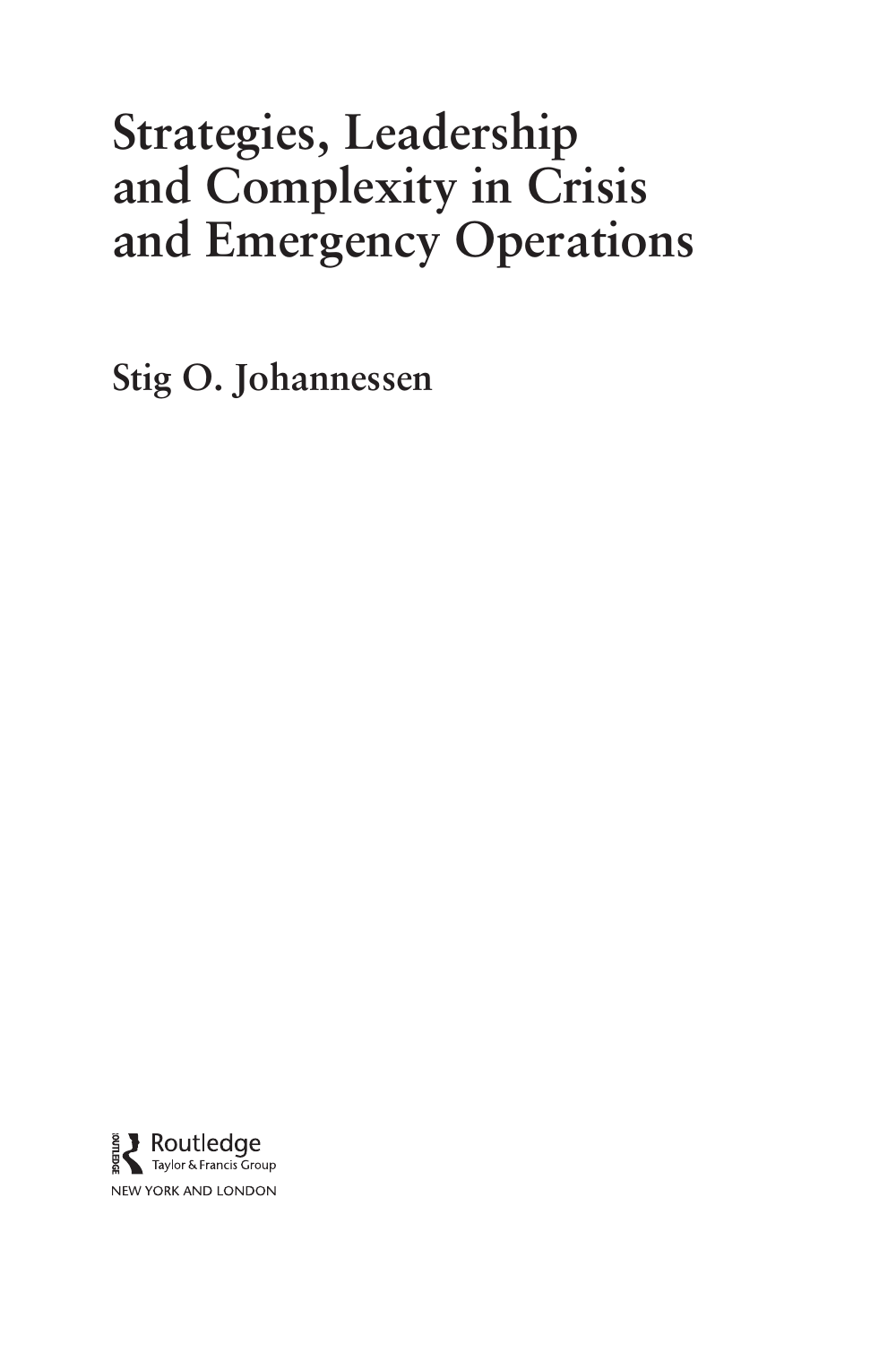# Strategies, Leadership and Complexity in Crisis and Emergency Operations

## Stig O. Johannessen

Routledge
Taylor & Francis Group
NEW YORK AND LONDON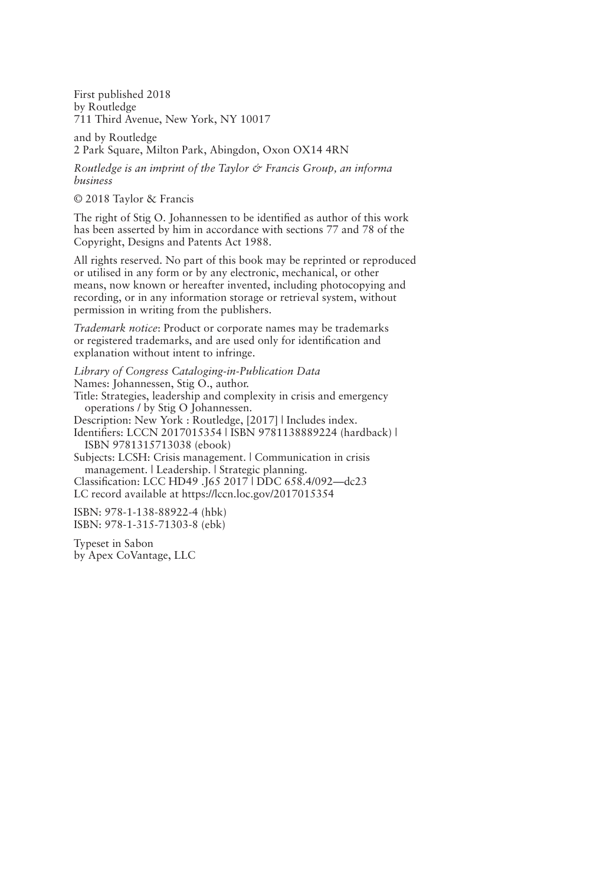First published 2018
by Routledge
711 Third Avenue, New York, NY 10017

and by Routledge
2 Park Square, Milton Park, Abingdon, Oxon OX14 4RN

*Routledge is an imprint of the Taylor & Francis Group, an informa business*

© 2018 Taylor & Francis

The right of Stig O. Johannessen to be identified as author of this work has been asserted by him in accordance with sections 77 and 78 of the Copyright, Designs and Patents Act 1988.

All rights reserved. No part of this book may be reprinted or reproduced or utilised in any form or by any electronic, mechanical, or other means, now known or hereafter invented, including photocopying and recording, or in any information storage or retrieval system, without permission in writing from the publishers.

*Trademark notice*: Product or corporate names may be trademarks or registered trademarks, and are used only for identification and explanation without intent to infringe.

*Library of Congress Cataloging-in-Publication Data*
Names: Johannessen, Stig O., author.
Title: Strategies, leadership and complexity in crisis and emergency operations / by Stig O Johannessen.
Description: New York : Routledge, [2017] | Includes index.
Identifiers: LCCN 2017015354 | ISBN 9781138889224 (hardback) | ISBN 9781315713038 (ebook)
Subjects: LCSH: Crisis management. | Communication in crisis management. | Leadership. | Strategic planning.
Classification: LCC HD49 .J65 2017 | DDC 658.4/092—dc23
LC record available at https://lccn.loc.gov/2017015354

ISBN: 978-1-138-88922-4 (hbk)
ISBN: 978-1-315-71303-8 (ebk)

Typeset in Sabon
by Apex CoVantage, LLC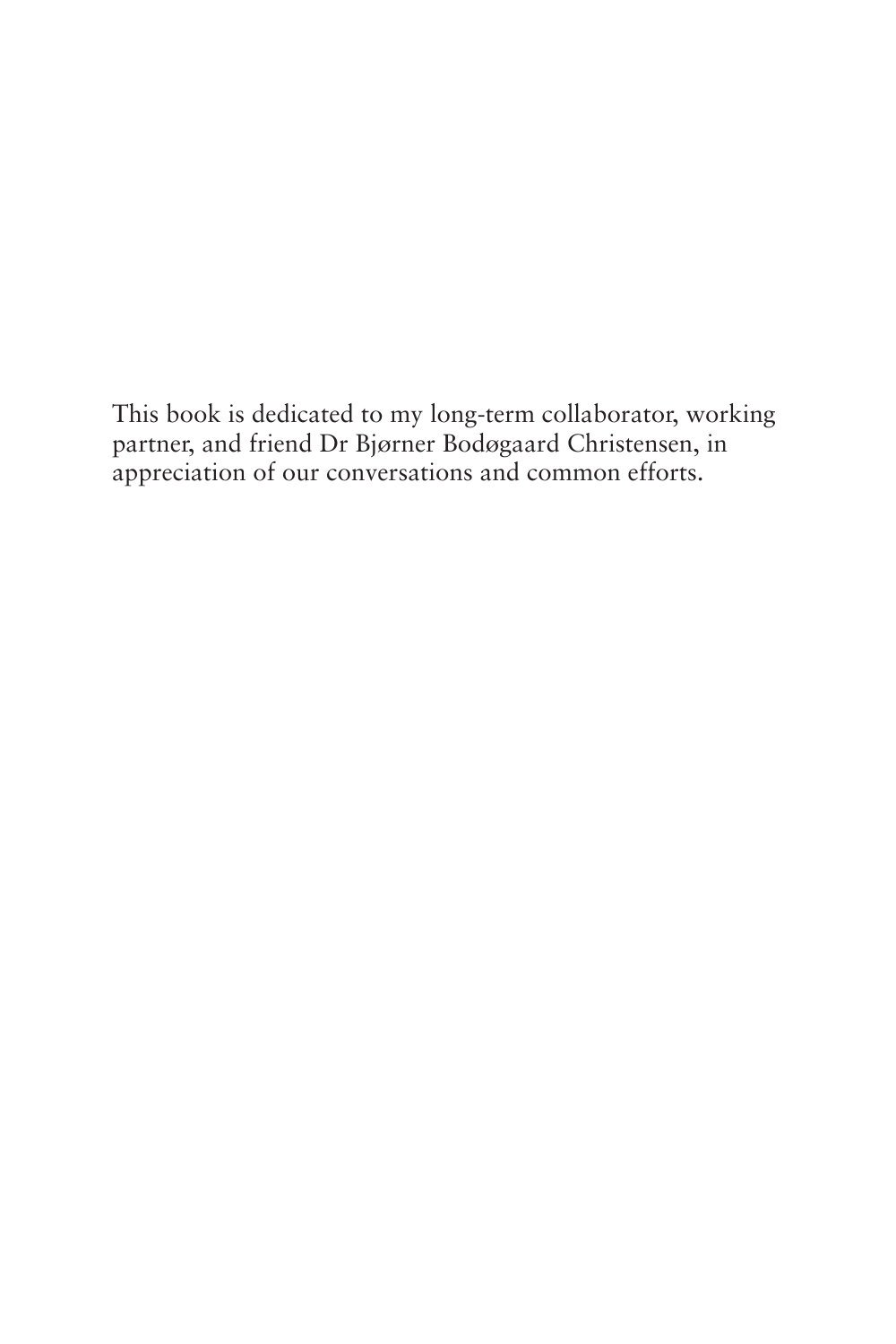This book is dedicated to my long-term collaborator, working partner, and friend Dr Bjørner Bodøgaard Christensen, in appreciation of our conversations and common efforts.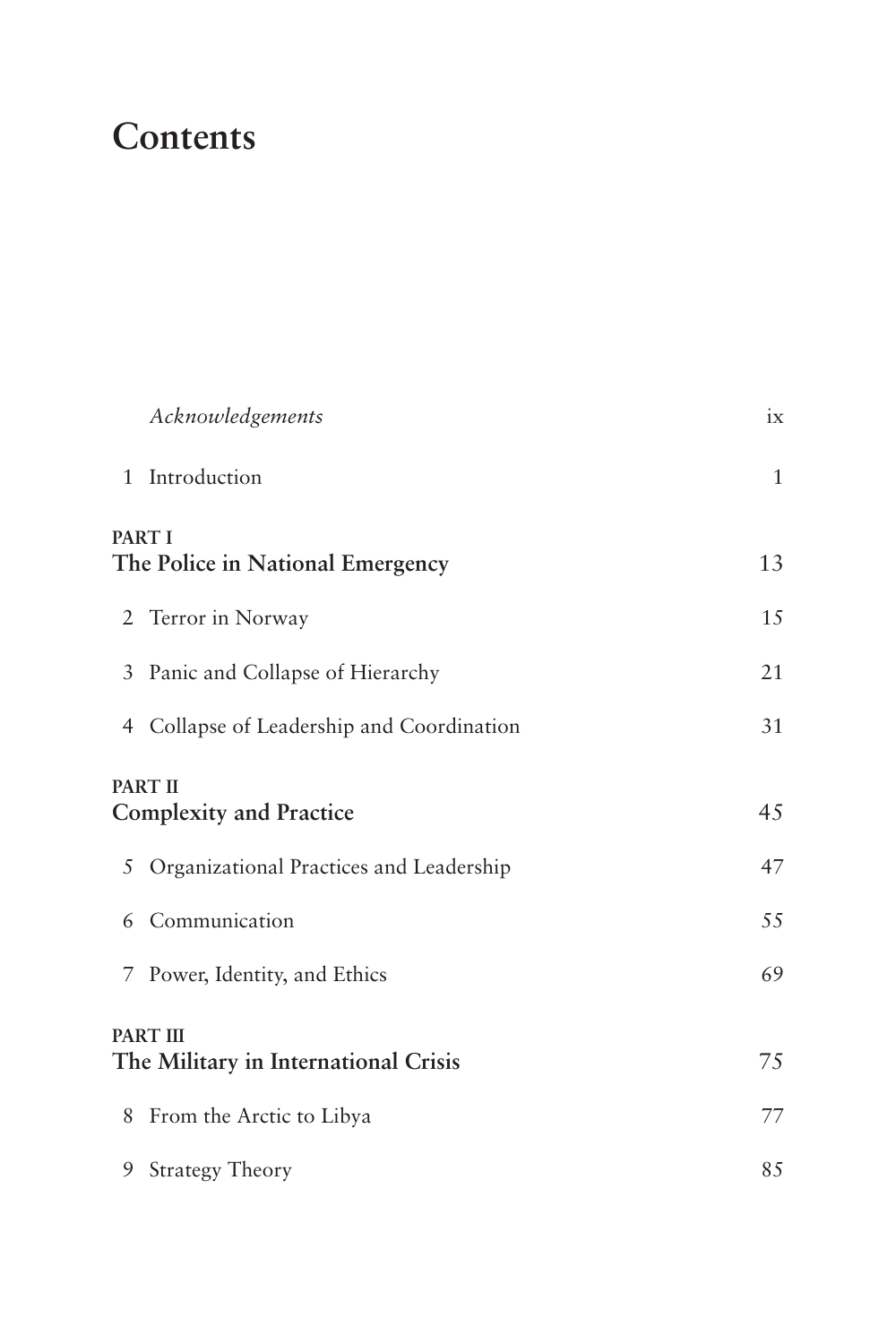# Contents

| | | |
|---|---|---|
| | *Acknowledgements* | ix |
| 1 | Introduction | 1 |
| **PART I** | **The Police in National Emergency** | 13 |
| 2 | Terror in Norway | 15 |
| 3 | Panic and Collapse of Hierarchy | 21 |
| 4 | Collapse of Leadership and Coordination | 31 |
| **PART II** | **Complexity and Practice** | 45 |
| 5 | Organizational Practices and Leadership | 47 |
| 6 | Communication | 55 |
| 7 | Power, Identity, and Ethics | 69 |
| **PART III** | **The Military in International Crisis** | 75 |
| 8 | From the Arctic to Libya | 77 |
| 9 | Strategy Theory | 85 |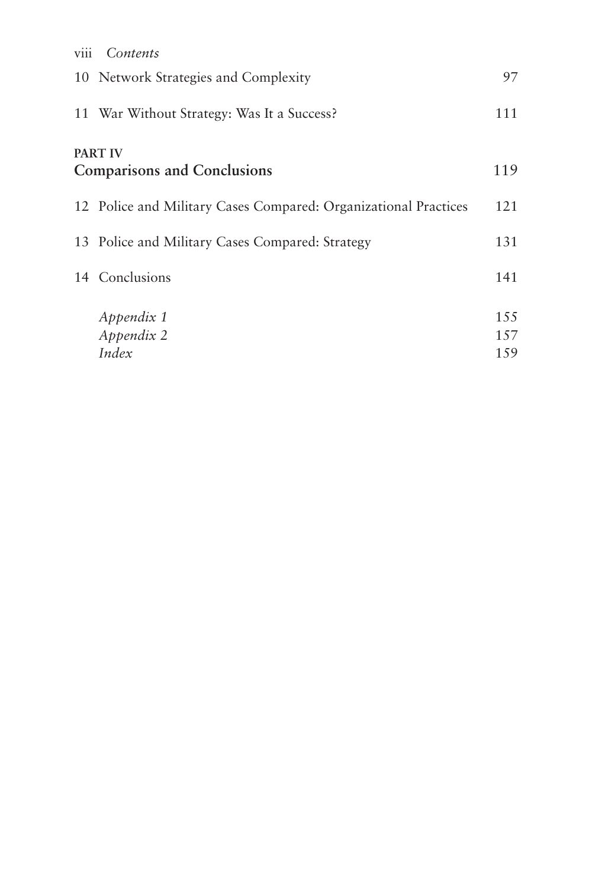10 Network Strategies and Complexity 97

11 War Without Strategy: Was It a Success? 111

**PART IV**
**Comparisons and Conclusions** 119

12 Police and Military Cases Compared: Organizational Practices 121

13 Police and Military Cases Compared: Strategy 131

14 Conclusions 141

*Appendix 1* 155
*Appendix 2* 157
*Index* 159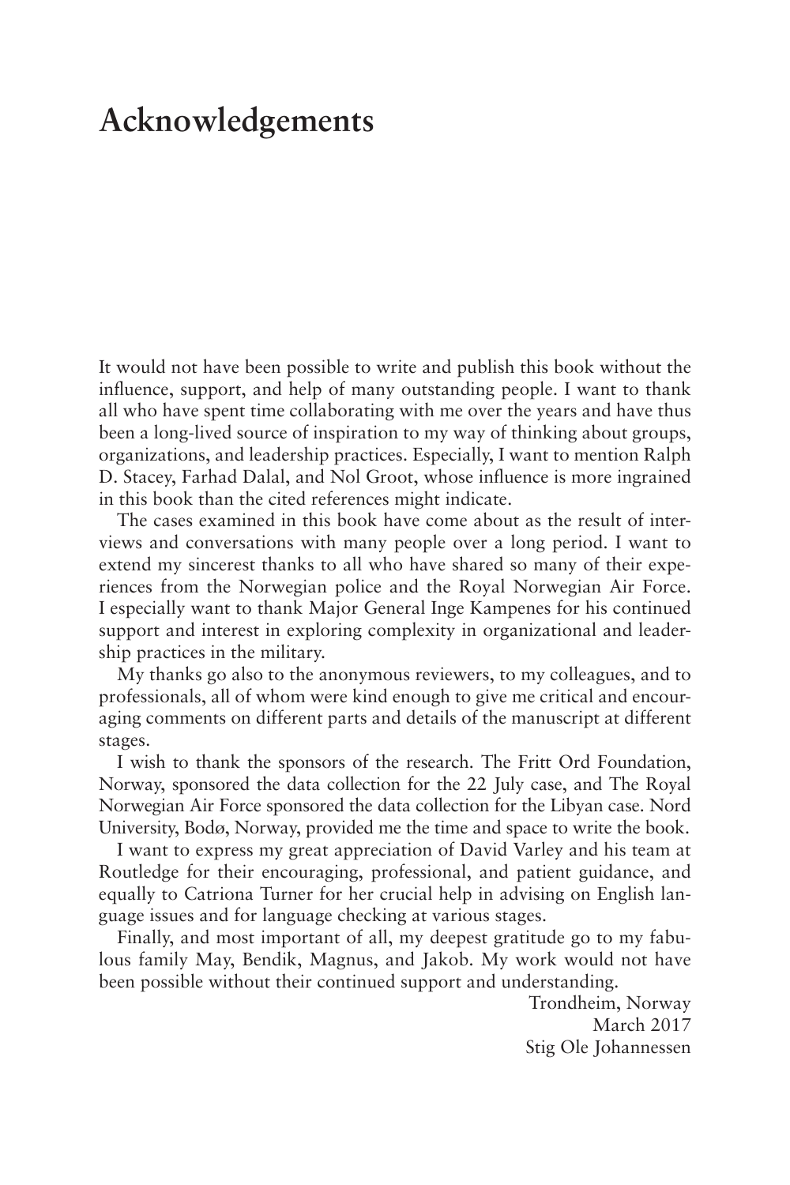# Acknowledgements

It would not have been possible to write and publish this book without the influence, support, and help of many outstanding people. I want to thank all who have spent time collaborating with me over the years and have thus been a long-lived source of inspiration to my way of thinking about groups, organizations, and leadership practices. Especially, I want to mention Ralph D. Stacey, Farhad Dalal, and Nol Groot, whose influence is more ingrained in this book than the cited references might indicate.

The cases examined in this book have come about as the result of interviews and conversations with many people over a long period. I want to extend my sincerest thanks to all who have shared so many of their experiences from the Norwegian police and the Royal Norwegian Air Force. I especially want to thank Major General Inge Kampenes for his continued support and interest in exploring complexity in organizational and leadership practices in the military.

My thanks go also to the anonymous reviewers, to my colleagues, and to professionals, all of whom were kind enough to give me critical and encouraging comments on different parts and details of the manuscript at different stages.

I wish to thank the sponsors of the research. The Fritt Ord Foundation, Norway, sponsored the data collection for the 22 July case, and The Royal Norwegian Air Force sponsored the data collection for the Libyan case. Nord University, Bodø, Norway, provided me the time and space to write the book.

I want to express my great appreciation of David Varley and his team at Routledge for their encouraging, professional, and patient guidance, and equally to Catriona Turner for her crucial help in advising on English language issues and for language checking at various stages.

Finally, and most important of all, my deepest gratitude go to my fabulous family May, Bendik, Magnus, and Jakob. My work would not have been possible without their continued support and understanding.

Trondheim, Norway
March 2017
Stig Ole Johannessen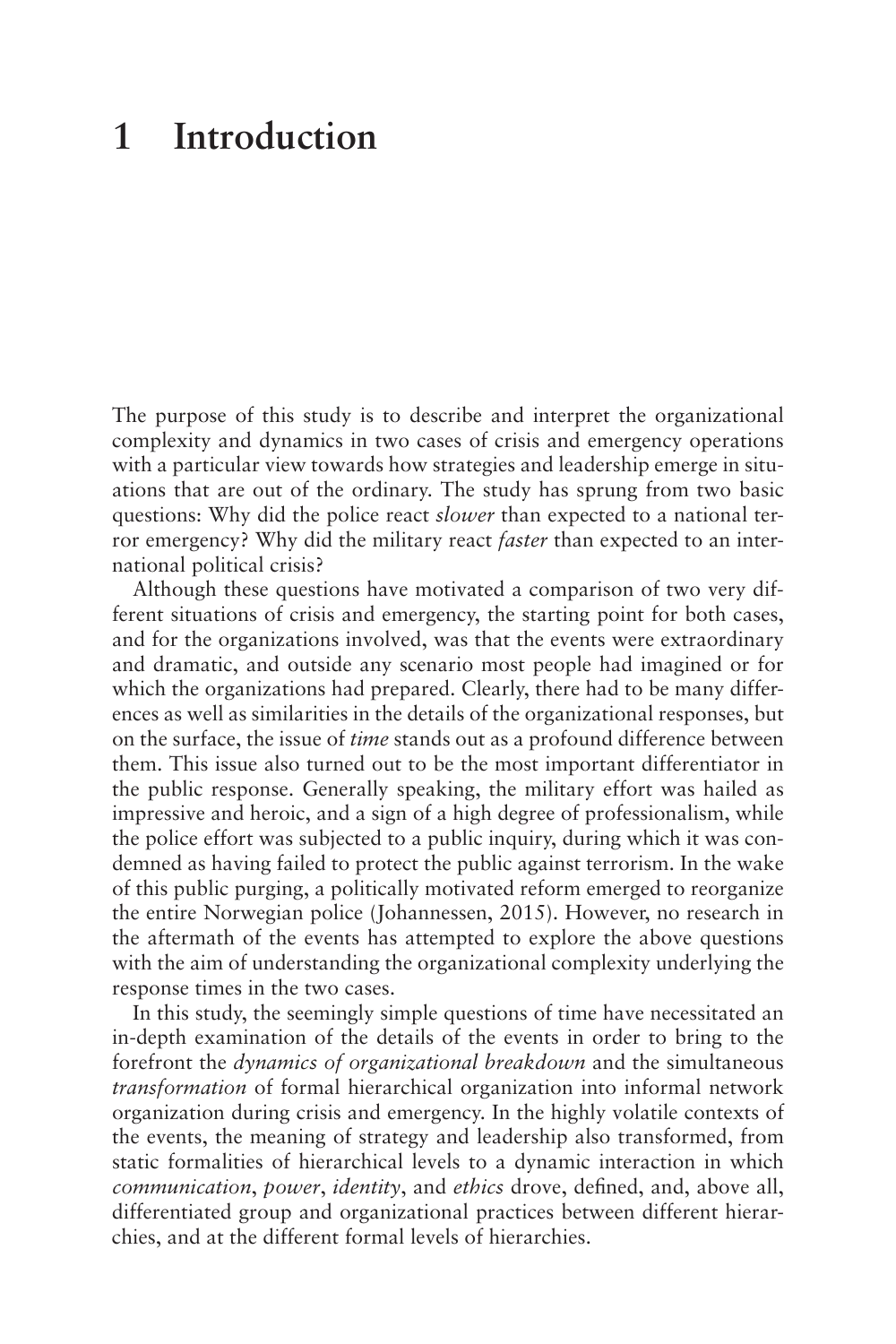# 1 Introduction

The purpose of this study is to describe and interpret the organizational complexity and dynamics in two cases of crisis and emergency operations with a particular view towards how strategies and leadership emerge in situations that are out of the ordinary. The study has sprung from two basic questions: Why did the police react *slower* than expected to a national terror emergency? Why did the military react *faster* than expected to an international political crisis?

Although these questions have motivated a comparison of two very different situations of crisis and emergency, the starting point for both cases, and for the organizations involved, was that the events were extraordinary and dramatic, and outside any scenario most people had imagined or for which the organizations had prepared. Clearly, there had to be many differences as well as similarities in the details of the organizational responses, but on the surface, the issue of *time* stands out as a profound difference between them. This issue also turned out to be the most important differentiator in the public response. Generally speaking, the military effort was hailed as impressive and heroic, and a sign of a high degree of professionalism, while the police effort was subjected to a public inquiry, during which it was condemned as having failed to protect the public against terrorism. In the wake of this public purging, a politically motivated reform emerged to reorganize the entire Norwegian police (Johannessen, 2015). However, no research in the aftermath of the events has attempted to explore the above questions with the aim of understanding the organizational complexity underlying the response times in the two cases.

In this study, the seemingly simple questions of time have necessitated an in-depth examination of the details of the events in order to bring to the forefront the *dynamics of organizational breakdown* and the simultaneous *transformation* of formal hierarchical organization into informal network organization during crisis and emergency. In the highly volatile contexts of the events, the meaning of strategy and leadership also transformed, from static formalities of hierarchical levels to a dynamic interaction in which *communication*, *power*, *identity*, and *ethics* drove, defined, and, above all, differentiated group and organizational practices between different hierarchies, and at the different formal levels of hierarchies.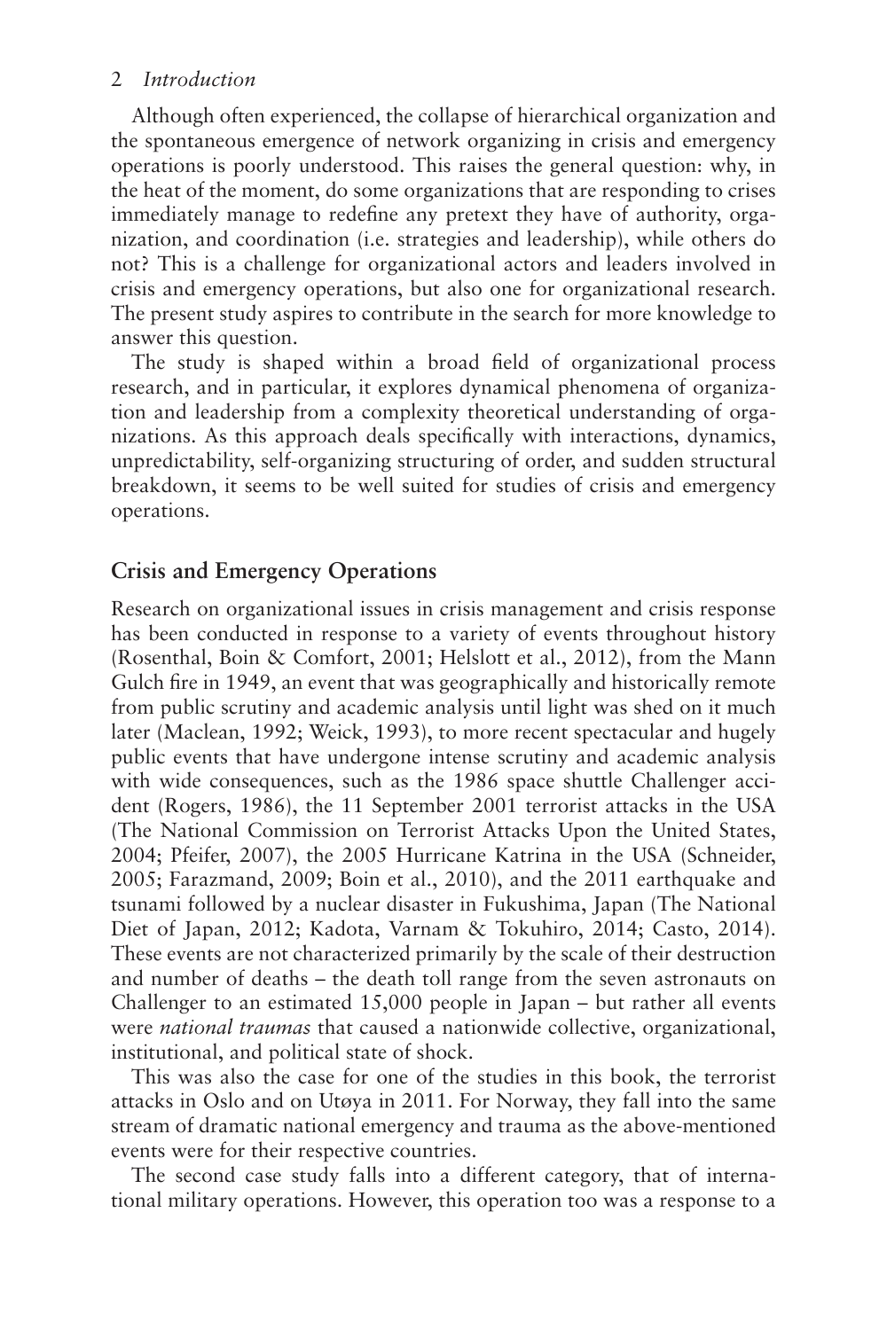Although often experienced, the collapse of hierarchical organization and the spontaneous emergence of network organizing in crisis and emergency operations is poorly understood. This raises the general question: why, in the heat of the moment, do some organizations that are responding to crises immediately manage to redefine any pretext they have of authority, organization, and coordination (i.e. strategies and leadership), while others do not? This is a challenge for organizational actors and leaders involved in crisis and emergency operations, but also one for organizational research. The present study aspires to contribute in the search for more knowledge to answer this question.

The study is shaped within a broad field of organizational process research, and in particular, it explores dynamical phenomena of organization and leadership from a complexity theoretical understanding of organizations. As this approach deals specifically with interactions, dynamics, unpredictability, self-organizing structuring of order, and sudden structural breakdown, it seems to be well suited for studies of crisis and emergency operations.

## Crisis and Emergency Operations

Research on organizational issues in crisis management and crisis response has been conducted in response to a variety of events throughout history (Rosenthal, Boin & Comfort, 2001; Helslott et al., 2012), from the Mann Gulch fire in 1949, an event that was geographically and historically remote from public scrutiny and academic analysis until light was shed on it much later (Maclean, 1992; Weick, 1993), to more recent spectacular and hugely public events that have undergone intense scrutiny and academic analysis with wide consequences, such as the 1986 space shuttle Challenger accident (Rogers, 1986), the 11 September 2001 terrorist attacks in the USA (The National Commission on Terrorist Attacks Upon the United States, 2004; Pfeifer, 2007), the 2005 Hurricane Katrina in the USA (Schneider, 2005; Farazmand, 2009; Boin et al., 2010), and the 2011 earthquake and tsunami followed by a nuclear disaster in Fukushima, Japan (The National Diet of Japan, 2012; Kadota, Varnam & Tokuhiro, 2014; Casto, 2014). These events are not characterized primarily by the scale of their destruction and number of deaths – the death toll range from the seven astronauts on Challenger to an estimated 15,000 people in Japan – but rather all events were *national traumas* that caused a nationwide collective, organizational, institutional, and political state of shock.

This was also the case for one of the studies in this book, the terrorist attacks in Oslo and on Utøya in 2011. For Norway, they fall into the same stream of dramatic national emergency and trauma as the above-mentioned events were for their respective countries.

The second case study falls into a different category, that of international military operations. However, this operation too was a response to a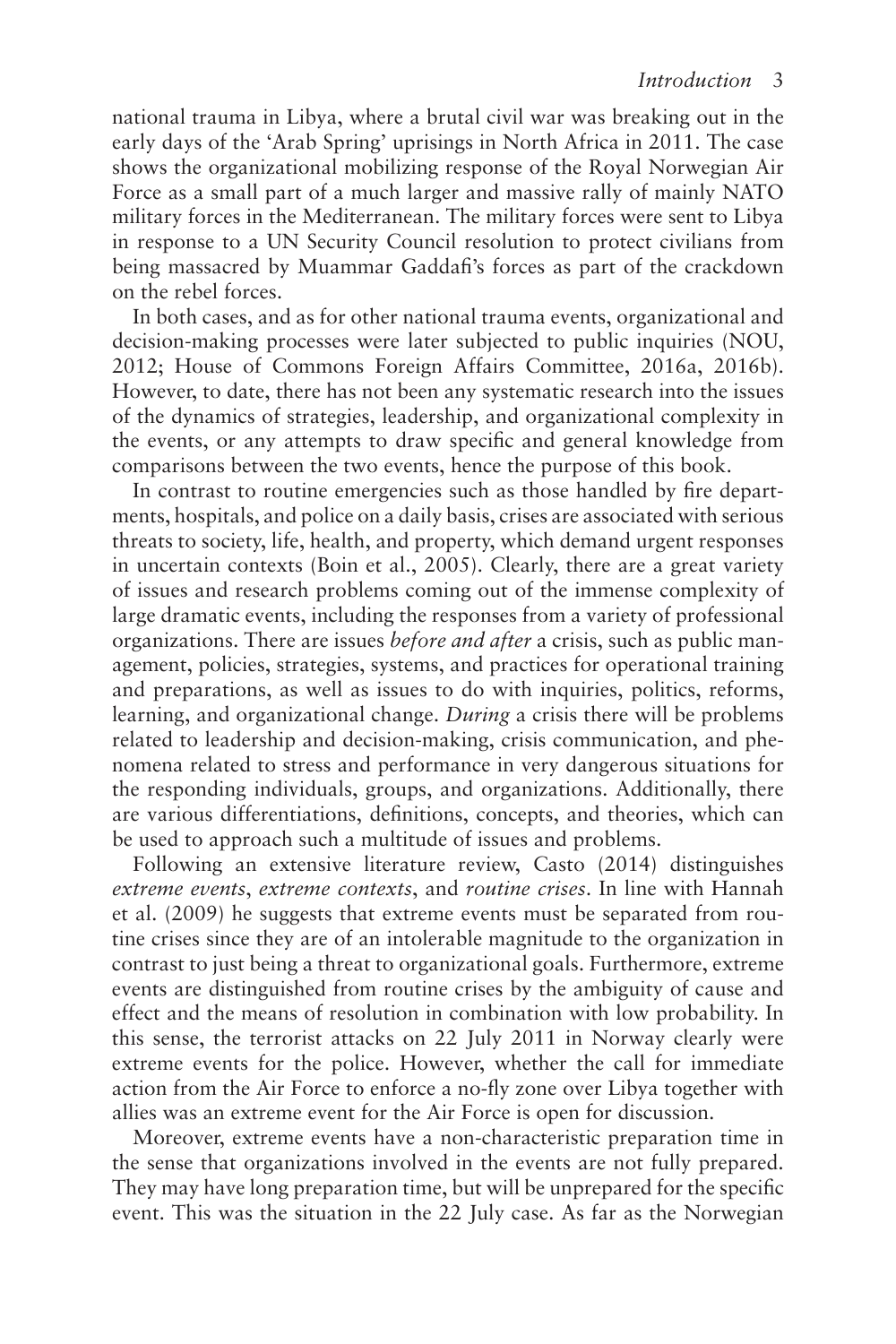national trauma in Libya, where a brutal civil war was breaking out in the early days of the 'Arab Spring' uprisings in North Africa in 2011. The case shows the organizational mobilizing response of the Royal Norwegian Air Force as a small part of a much larger and massive rally of mainly NATO military forces in the Mediterranean. The military forces were sent to Libya in response to a UN Security Council resolution to protect civilians from being massacred by Muammar Gaddafi's forces as part of the crackdown on the rebel forces.

In both cases, and as for other national trauma events, organizational and decision-making processes were later subjected to public inquiries (NOU, 2012; House of Commons Foreign Affairs Committee, 2016a, 2016b). However, to date, there has not been any systematic research into the issues of the dynamics of strategies, leadership, and organizational complexity in the events, or any attempts to draw specific and general knowledge from comparisons between the two events, hence the purpose of this book.

In contrast to routine emergencies such as those handled by fire departments, hospitals, and police on a daily basis, crises are associated with serious threats to society, life, health, and property, which demand urgent responses in uncertain contexts (Boin et al., 2005). Clearly, there are a great variety of issues and research problems coming out of the immense complexity of large dramatic events, including the responses from a variety of professional organizations. There are issues *before and after* a crisis, such as public management, policies, strategies, systems, and practices for operational training and preparations, as well as issues to do with inquiries, politics, reforms, learning, and organizational change. *During* a crisis there will be problems related to leadership and decision-making, crisis communication, and phenomena related to stress and performance in very dangerous situations for the responding individuals, groups, and organizations. Additionally, there are various differentiations, definitions, concepts, and theories, which can be used to approach such a multitude of issues and problems.

Following an extensive literature review, Casto (2014) distinguishes *extreme events*, *extreme contexts*, and *routine crises*. In line with Hannah et al. (2009) he suggests that extreme events must be separated from routine crises since they are of an intolerable magnitude to the organization in contrast to just being a threat to organizational goals. Furthermore, extreme events are distinguished from routine crises by the ambiguity of cause and effect and the means of resolution in combination with low probability. In this sense, the terrorist attacks on 22 July 2011 in Norway clearly were extreme events for the police. However, whether the call for immediate action from the Air Force to enforce a no-fly zone over Libya together with allies was an extreme event for the Air Force is open for discussion.

Moreover, extreme events have a non-characteristic preparation time in the sense that organizations involved in the events are not fully prepared. They may have long preparation time, but will be unprepared for the specific event. This was the situation in the 22 July case. As far as the Norwegian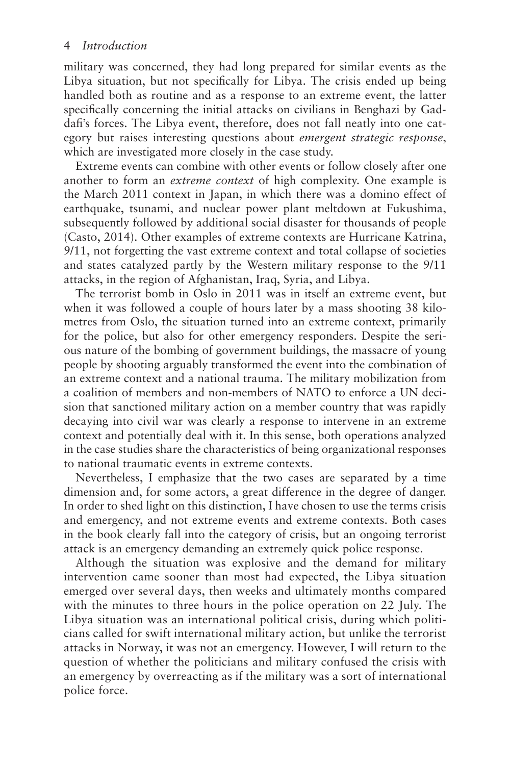military was concerned, they had long prepared for similar events as the Libya situation, but not specifically for Libya. The crisis ended up being handled both as routine and as a response to an extreme event, the latter specifically concerning the initial attacks on civilians in Benghazi by Gaddafi's forces. The Libya event, therefore, does not fall neatly into one category but raises interesting questions about *emergent strategic response*, which are investigated more closely in the case study.

Extreme events can combine with other events or follow closely after one another to form an *extreme context* of high complexity. One example is the March 2011 context in Japan, in which there was a domino effect of earthquake, tsunami, and nuclear power plant meltdown at Fukushima, subsequently followed by additional social disaster for thousands of people (Casto, 2014). Other examples of extreme contexts are Hurricane Katrina, 9/11, not forgetting the vast extreme context and total collapse of societies and states catalyzed partly by the Western military response to the 9/11 attacks, in the region of Afghanistan, Iraq, Syria, and Libya.

The terrorist bomb in Oslo in 2011 was in itself an extreme event, but when it was followed a couple of hours later by a mass shooting 38 kilometres from Oslo, the situation turned into an extreme context, primarily for the police, but also for other emergency responders. Despite the serious nature of the bombing of government buildings, the massacre of young people by shooting arguably transformed the event into the combination of an extreme context and a national trauma. The military mobilization from a coalition of members and non-members of NATO to enforce a UN decision that sanctioned military action on a member country that was rapidly decaying into civil war was clearly a response to intervene in an extreme context and potentially deal with it. In this sense, both operations analyzed in the case studies share the characteristics of being organizational responses to national traumatic events in extreme contexts.

Nevertheless, I emphasize that the two cases are separated by a time dimension and, for some actors, a great difference in the degree of danger. In order to shed light on this distinction, I have chosen to use the terms crisis and emergency, and not extreme events and extreme contexts. Both cases in the book clearly fall into the category of crisis, but an ongoing terrorist attack is an emergency demanding an extremely quick police response.

Although the situation was explosive and the demand for military intervention came sooner than most had expected, the Libya situation emerged over several days, then weeks and ultimately months compared with the minutes to three hours in the police operation on 22 July. The Libya situation was an international political crisis, during which politicians called for swift international military action, but unlike the terrorist attacks in Norway, it was not an emergency. However, I will return to the question of whether the politicians and military confused the crisis with an emergency by overreacting as if the military was a sort of international police force.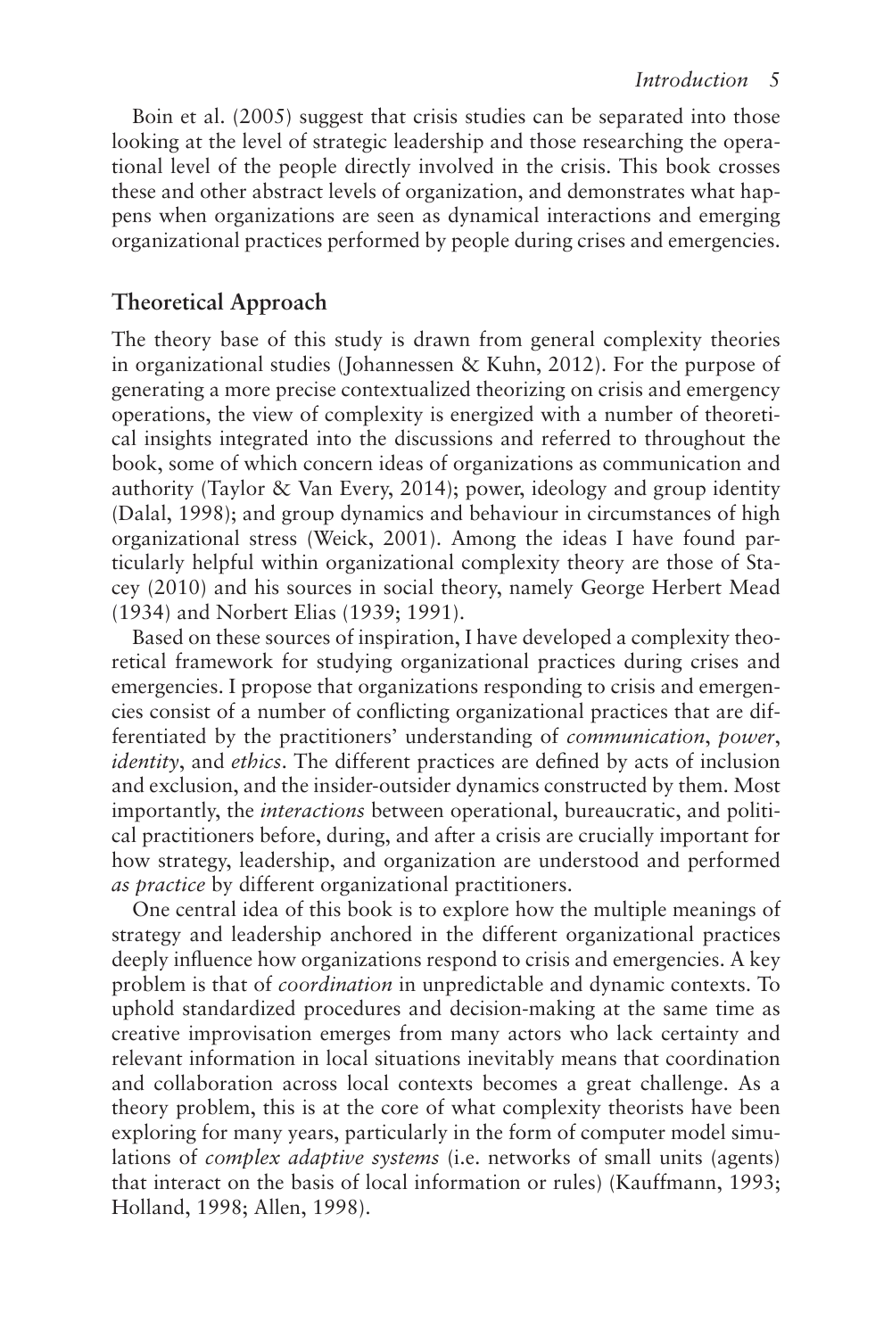Boin et al. (2005) suggest that crisis studies can be separated into those looking at the level of strategic leadership and those researching the operational level of the people directly involved in the crisis. This book crosses these and other abstract levels of organization, and demonstrates what happens when organizations are seen as dynamical interactions and emerging organizational practices performed by people during crises and emergencies.

## Theoretical Approach

The theory base of this study is drawn from general complexity theories in organizational studies (Johannessen & Kuhn, 2012). For the purpose of generating a more precise contextualized theorizing on crisis and emergency operations, the view of complexity is energized with a number of theoretical insights integrated into the discussions and referred to throughout the book, some of which concern ideas of organizations as communication and authority (Taylor & Van Every, 2014); power, ideology and group identity (Dalal, 1998); and group dynamics and behaviour in circumstances of high organizational stress (Weick, 2001). Among the ideas I have found particularly helpful within organizational complexity theory are those of Stacey (2010) and his sources in social theory, namely George Herbert Mead (1934) and Norbert Elias (1939; 1991).

Based on these sources of inspiration, I have developed a complexity theoretical framework for studying organizational practices during crises and emergencies. I propose that organizations responding to crisis and emergencies consist of a number of conflicting organizational practices that are differentiated by the practitioners' understanding of *communication*, *power*, *identity*, and *ethics*. The different practices are defined by acts of inclusion and exclusion, and the insider-outsider dynamics constructed by them. Most importantly, the *interactions* between operational, bureaucratic, and political practitioners before, during, and after a crisis are crucially important for how strategy, leadership, and organization are understood and performed *as practice* by different organizational practitioners.

One central idea of this book is to explore how the multiple meanings of strategy and leadership anchored in the different organizational practices deeply influence how organizations respond to crisis and emergencies. A key problem is that of *coordination* in unpredictable and dynamic contexts. To uphold standardized procedures and decision-making at the same time as creative improvisation emerges from many actors who lack certainty and relevant information in local situations inevitably means that coordination and collaboration across local contexts becomes a great challenge. As a theory problem, this is at the core of what complexity theorists have been exploring for many years, particularly in the form of computer model simulations of *complex adaptive systems* (i.e. networks of small units (agents) that interact on the basis of local information or rules) (Kauffmann, 1993; Holland, 1998; Allen, 1998).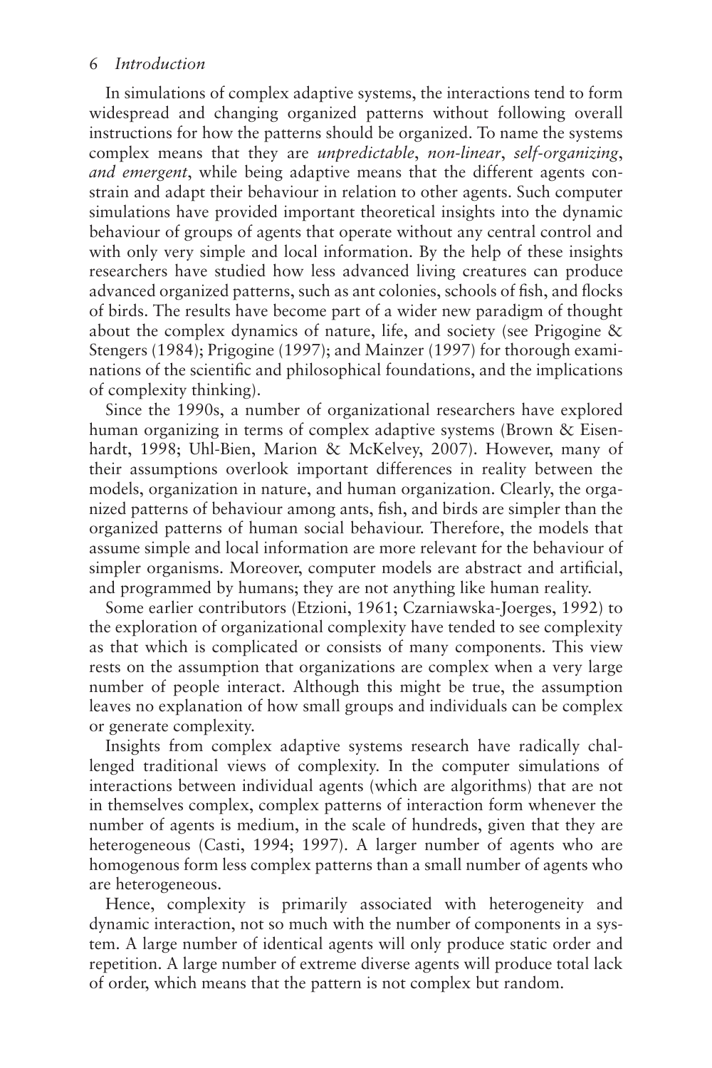In simulations of complex adaptive systems, the interactions tend to form widespread and changing organized patterns without following overall instructions for how the patterns should be organized. To name the systems complex means that they are *unpredictable*, *non-linear*, *self-organizing*, *and emergent*, while being adaptive means that the different agents constrain and adapt their behaviour in relation to other agents. Such computer simulations have provided important theoretical insights into the dynamic behaviour of groups of agents that operate without any central control and with only very simple and local information. By the help of these insights researchers have studied how less advanced living creatures can produce advanced organized patterns, such as ant colonies, schools of fish, and flocks of birds. The results have become part of a wider new paradigm of thought about the complex dynamics of nature, life, and society (see Prigogine & Stengers (1984); Prigogine (1997); and Mainzer (1997) for thorough examinations of the scientific and philosophical foundations, and the implications of complexity thinking).

Since the 1990s, a number of organizational researchers have explored human organizing in terms of complex adaptive systems (Brown & Eisenhardt, 1998; Uhl-Bien, Marion & McKelvey, 2007). However, many of their assumptions overlook important differences in reality between the models, organization in nature, and human organization. Clearly, the organized patterns of behaviour among ants, fish, and birds are simpler than the organized patterns of human social behaviour. Therefore, the models that assume simple and local information are more relevant for the behaviour of simpler organisms. Moreover, computer models are abstract and artificial, and programmed by humans; they are not anything like human reality.

Some earlier contributors (Etzioni, 1961; Czarniawska-Joerges, 1992) to the exploration of organizational complexity have tended to see complexity as that which is complicated or consists of many components. This view rests on the assumption that organizations are complex when a very large number of people interact. Although this might be true, the assumption leaves no explanation of how small groups and individuals can be complex or generate complexity.

Insights from complex adaptive systems research have radically challenged traditional views of complexity. In the computer simulations of interactions between individual agents (which are algorithms) that are not in themselves complex, complex patterns of interaction form whenever the number of agents is medium, in the scale of hundreds, given that they are heterogeneous (Casti, 1994; 1997). A larger number of agents who are homogenous form less complex patterns than a small number of agents who are heterogeneous.

Hence, complexity is primarily associated with heterogeneity and dynamic interaction, not so much with the number of components in a system. A large number of identical agents will only produce static order and repetition. A large number of extreme diverse agents will produce total lack of order, which means that the pattern is not complex but random.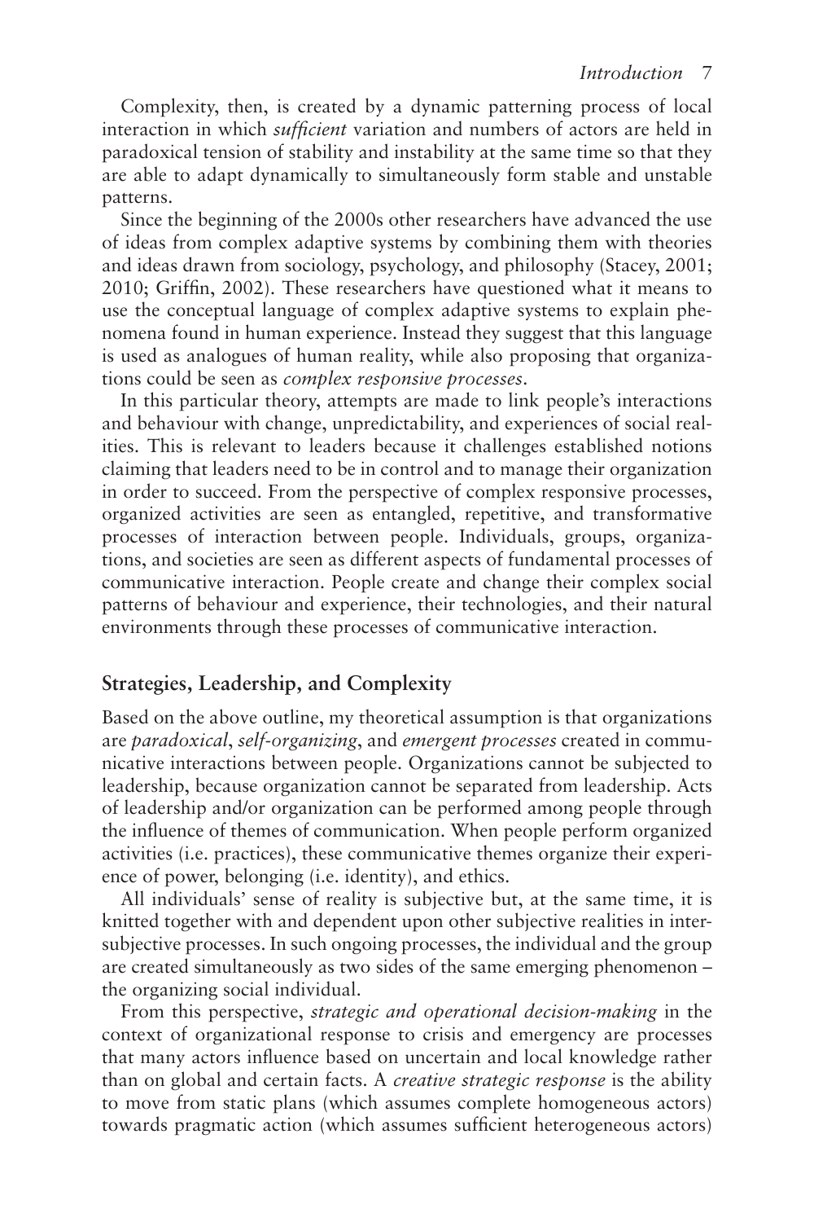Complexity, then, is created by a dynamic patterning process of local interaction in which *sufficient* variation and numbers of actors are held in paradoxical tension of stability and instability at the same time so that they are able to adapt dynamically to simultaneously form stable and unstable patterns.

Since the beginning of the 2000s other researchers have advanced the use of ideas from complex adaptive systems by combining them with theories and ideas drawn from sociology, psychology, and philosophy (Stacey, 2001; 2010; Griffin, 2002). These researchers have questioned what it means to use the conceptual language of complex adaptive systems to explain phenomena found in human experience. Instead they suggest that this language is used as analogues of human reality, while also proposing that organizations could be seen as *complex responsive processes*.

In this particular theory, attempts are made to link people's interactions and behaviour with change, unpredictability, and experiences of social realities. This is relevant to leaders because it challenges established notions claiming that leaders need to be in control and to manage their organization in order to succeed. From the perspective of complex responsive processes, organized activities are seen as entangled, repetitive, and transformative processes of interaction between people. Individuals, groups, organizations, and societies are seen as different aspects of fundamental processes of communicative interaction. People create and change their complex social patterns of behaviour and experience, their technologies, and their natural environments through these processes of communicative interaction.

## Strategies, Leadership, and Complexity

Based on the above outline, my theoretical assumption is that organizations are *paradoxical*, *self-organizing*, and *emergent processes* created in communicative interactions between people. Organizations cannot be subjected to leadership, because organization cannot be separated from leadership. Acts of leadership and/or organization can be performed among people through the influence of themes of communication. When people perform organized activities (i.e. practices), these communicative themes organize their experience of power, belonging (i.e. identity), and ethics.

All individuals' sense of reality is subjective but, at the same time, it is knitted together with and dependent upon other subjective realities in intersubjective processes. In such ongoing processes, the individual and the group are created simultaneously as two sides of the same emerging phenomenon – the organizing social individual.

From this perspective, *strategic and operational decision-making* in the context of organizational response to crisis and emergency are processes that many actors influence based on uncertain and local knowledge rather than on global and certain facts. A *creative strategic response* is the ability to move from static plans (which assumes complete homogeneous actors) towards pragmatic action (which assumes sufficient heterogeneous actors)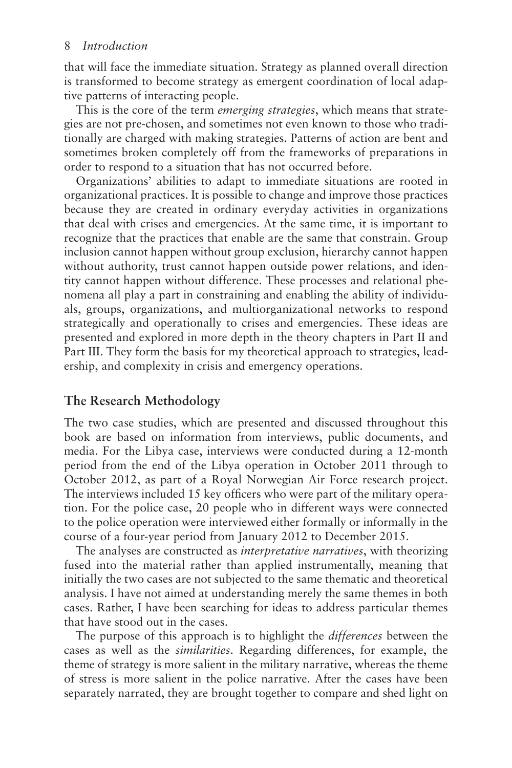that will face the immediate situation. Strategy as planned overall direction is transformed to become strategy as emergent coordination of local adaptive patterns of interacting people.

This is the core of the term *emerging strategies*, which means that strategies are not pre-chosen, and sometimes not even known to those who traditionally are charged with making strategies. Patterns of action are bent and sometimes broken completely off from the frameworks of preparations in order to respond to a situation that has not occurred before.

Organizations' abilities to adapt to immediate situations are rooted in organizational practices. It is possible to change and improve those practices because they are created in ordinary everyday activities in organizations that deal with crises and emergencies. At the same time, it is important to recognize that the practices that enable are the same that constrain. Group inclusion cannot happen without group exclusion, hierarchy cannot happen without authority, trust cannot happen outside power relations, and identity cannot happen without difference. These processes and relational phenomena all play a part in constraining and enabling the ability of individuals, groups, organizations, and multiorganizational networks to respond strategically and operationally to crises and emergencies. These ideas are presented and explored in more depth in the theory chapters in Part II and Part III. They form the basis for my theoretical approach to strategies, leadership, and complexity in crisis and emergency operations.

## The Research Methodology

The two case studies, which are presented and discussed throughout this book are based on information from interviews, public documents, and media. For the Libya case, interviews were conducted during a 12-month period from the end of the Libya operation in October 2011 through to October 2012, as part of a Royal Norwegian Air Force research project. The interviews included 15 key officers who were part of the military operation. For the police case, 20 people who in different ways were connected to the police operation were interviewed either formally or informally in the course of a four-year period from January 2012 to December 2015.

The analyses are constructed as *interpretative narratives*, with theorizing fused into the material rather than applied instrumentally, meaning that initially the two cases are not subjected to the same thematic and theoretical analysis. I have not aimed at understanding merely the same themes in both cases. Rather, I have been searching for ideas to address particular themes that have stood out in the cases.

The purpose of this approach is to highlight the *differences* between the cases as well as the *similarities*. Regarding differences, for example, the theme of strategy is more salient in the military narrative, whereas the theme of stress is more salient in the police narrative. After the cases have been separately narrated, they are brought together to compare and shed light on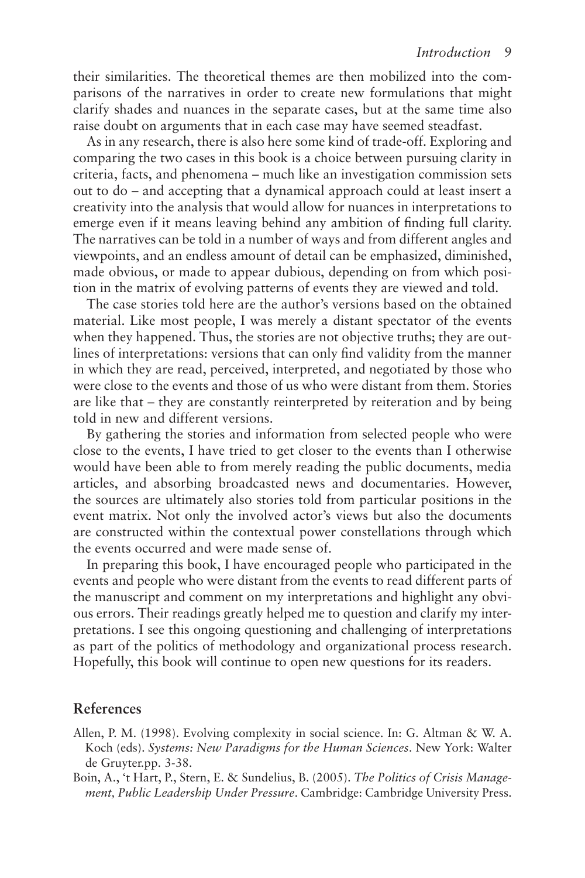their similarities. The theoretical themes are then mobilized into the comparisons of the narratives in order to create new formulations that might clarify shades and nuances in the separate cases, but at the same time also raise doubt on arguments that in each case may have seemed steadfast.

As in any research, there is also here some kind of trade-off. Exploring and comparing the two cases in this book is a choice between pursuing clarity in criteria, facts, and phenomena – much like an investigation commission sets out to do – and accepting that a dynamical approach could at least insert a creativity into the analysis that would allow for nuances in interpretations to emerge even if it means leaving behind any ambition of finding full clarity. The narratives can be told in a number of ways and from different angles and viewpoints, and an endless amount of detail can be emphasized, diminished, made obvious, or made to appear dubious, depending on from which position in the matrix of evolving patterns of events they are viewed and told.

The case stories told here are the author's versions based on the obtained material. Like most people, I was merely a distant spectator of the events when they happened. Thus, the stories are not objective truths; they are outlines of interpretations: versions that can only find validity from the manner in which they are read, perceived, interpreted, and negotiated by those who were close to the events and those of us who were distant from them. Stories are like that – they are constantly reinterpreted by reiteration and by being told in new and different versions.

By gathering the stories and information from selected people who were close to the events, I have tried to get closer to the events than I otherwise would have been able to from merely reading the public documents, media articles, and absorbing broadcasted news and documentaries. However, the sources are ultimately also stories told from particular positions in the event matrix. Not only the involved actor's views but also the documents are constructed within the contextual power constellations through which the events occurred and were made sense of.

In preparing this book, I have encouraged people who participated in the events and people who were distant from the events to read different parts of the manuscript and comment on my interpretations and highlight any obvious errors. Their readings greatly helped me to question and clarify my interpretations. I see this ongoing questioning and challenging of interpretations as part of the politics of methodology and organizational process research. Hopefully, this book will continue to open new questions for its readers.

## References

Allen, P. M. (1998). Evolving complexity in social science. In: G. Altman & W. A. Koch (eds). *Systems: New Paradigms for the Human Sciences*. New York: Walter de Gruyter.pp. 3-38.

Boin, A., 't Hart, P., Stern, E. & Sundelius, B. (2005). *The Politics of Crisis Management, Public Leadership Under Pressure*. Cambridge: Cambridge University Press.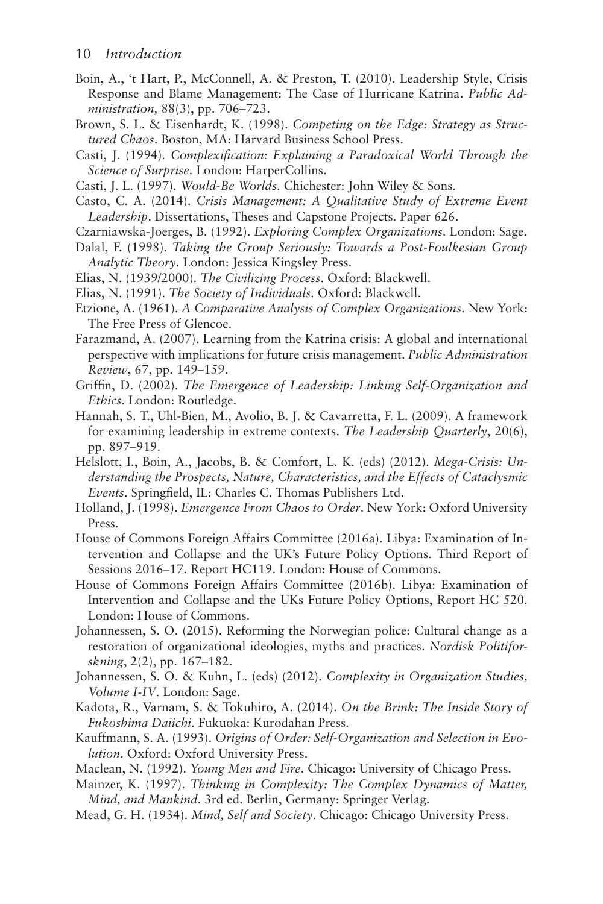Boin, A., 't Hart, P., McConnell, A. & Preston, T. (2010). Leadership Style, Crisis Response and Blame Management: The Case of Hurricane Katrina. *Public Administration,* 88(3), pp. 706–723.

Brown, S. L. & Eisenhardt, K. (1998). *Competing on the Edge: Strategy as Structured Chaos*. Boston, MA: Harvard Business School Press.

Casti, J. (1994). *Complexification: Explaining a Paradoxical World Through the Science of Surprise*. London: HarperCollins.

Casti, J. L. (1997). *Would-Be Worlds*. Chichester: John Wiley & Sons.

Casto, C. A. (2014). *Crisis Management: A Qualitative Study of Extreme Event Leadership*. Dissertations, Theses and Capstone Projects. Paper 626.

Czarniawska-Joerges, B. (1992). *Exploring Complex Organizations*. London: Sage.

Dalal, F. (1998). *Taking the Group Seriously: Towards a Post-Foulkesian Group Analytic Theory*. London: Jessica Kingsley Press.

Elias, N. (1939/2000). *The Civilizing Process*. Oxford: Blackwell.

Elias, N. (1991). *The Society of Individuals*. Oxford: Blackwell.

Etzione, A. (1961). *A Comparative Analysis of Complex Organizations*. New York: The Free Press of Glencoe.

Farazmand, A. (2007). Learning from the Katrina crisis: A global and international perspective with implications for future crisis management. *Public Administration Review*, 67, pp. 149–159.

Griffin, D. (2002). *The Emergence of Leadership: Linking Self-Organization and Ethics*. London: Routledge.

Hannah, S. T., Uhl-Bien, M., Avolio, B. J. & Cavarretta, F. L. (2009). A framework for examining leadership in extreme contexts. *The Leadership Quarterly*, 20(6), pp. 897–919.

Helslott, I., Boin, A., Jacobs, B. & Comfort, L. K. (eds) (2012). *Mega-Crisis: Understanding the Prospects, Nature, Characteristics, and the Effects of Cataclysmic Events*. Springfield, IL: Charles C. Thomas Publishers Ltd.

Holland, J. (1998). *Emergence From Chaos to Order*. New York: Oxford University Press.

House of Commons Foreign Affairs Committee (2016a). Libya: Examination of Intervention and Collapse and the UK's Future Policy Options. Third Report of Sessions 2016–17. Report HC119. London: House of Commons.

House of Commons Foreign Affairs Committee (2016b). Libya: Examination of Intervention and Collapse and the UKs Future Policy Options, Report HC 520. London: House of Commons.

Johannessen, S. O. (2015). Reforming the Norwegian police: Cultural change as a restoration of organizational ideologies, myths and practices. *Nordisk Politiforskning*, 2(2), pp. 167–182.

Johannessen, S. O. & Kuhn, L. (eds) (2012). *Complexity in Organization Studies, Volume I-IV*. London: Sage.

Kadota, R., Varnam, S. & Tokuhiro, A. (2014). *On the Brink: The Inside Story of Fukoshima Daiichi*. Fukuoka: Kurodahan Press.

Kauffmann, S. A. (1993). *Origins of Order: Self-Organization and Selection in Evolution*. Oxford: Oxford University Press.

Maclean, N. (1992). *Young Men and Fire*. Chicago: University of Chicago Press.

Mainzer, K. (1997). *Thinking in Complexity: The Complex Dynamics of Matter, Mind, and Mankind*. 3rd ed. Berlin, Germany: Springer Verlag.

Mead, G. H. (1934). *Mind, Self and Society*. Chicago: Chicago University Press.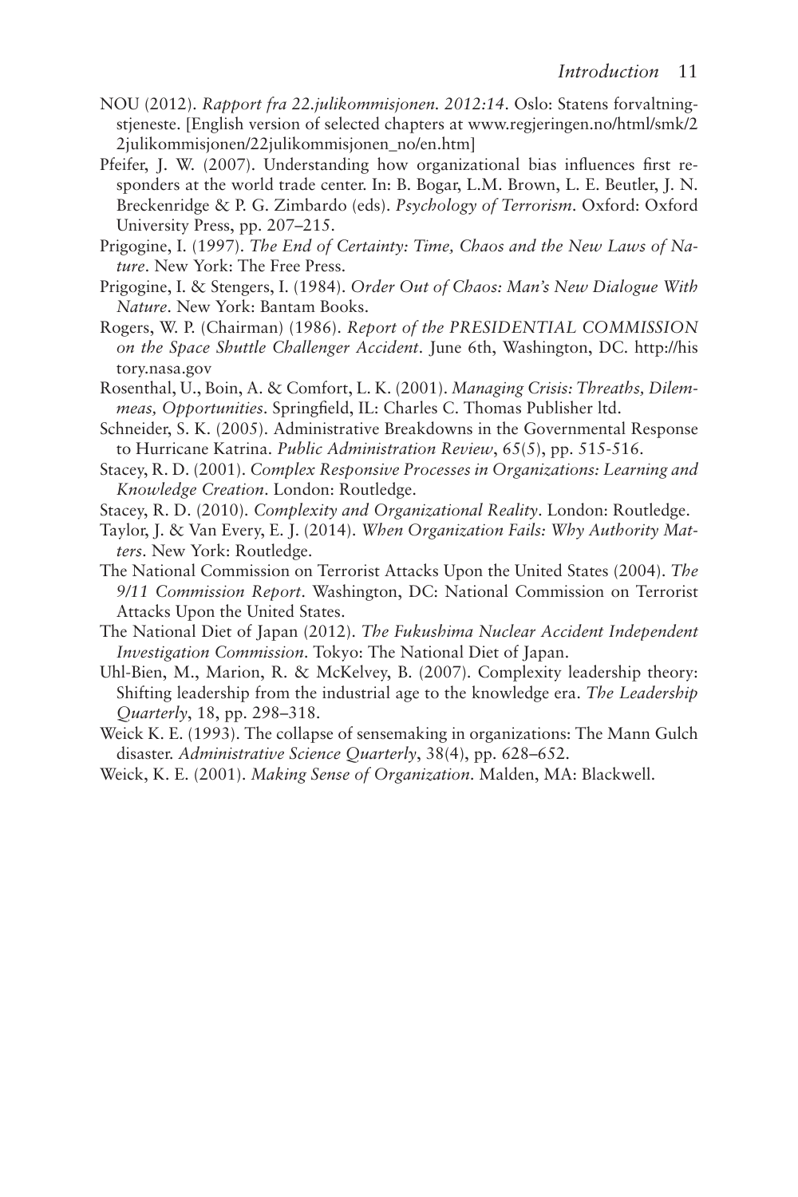NOU (2012). *Rapport fra 22.julikommisjonen. 2012:14*. Oslo: Statens forvaltningstjeneste. [English version of selected chapters at www.regjeringen.no/html/smk/22julikommisjonen/22julikommisjonen_no/en.htm]

Pfeifer, J. W. (2007). Understanding how organizational bias influences first responders at the world trade center. In: B. Bogar, L.M. Brown, L. E. Beutler, J. N. Breckenridge & P. G. Zimbardo (eds). *Psychology of Terrorism*. Oxford: Oxford University Press, pp. 207–215.

Prigogine, I. (1997). *The End of Certainty: Time, Chaos and the New Laws of Nature*. New York: The Free Press.

Prigogine, I. & Stengers, I. (1984). *Order Out of Chaos: Man's New Dialogue With Nature*. New York: Bantam Books.

Rogers, W. P. (Chairman) (1986). *Report of the PRESIDENTIAL COMMISSION on the Space Shuttle Challenger Accident*. June 6th, Washington, DC. http://history.nasa.gov

Rosenthal, U., Boin, A. & Comfort, L. K. (2001). *Managing Crisis: Threaths, Dilemmeas, Opportunities*. Springfield, IL: Charles C. Thomas Publisher ltd.

Schneider, S. K. (2005). Administrative Breakdowns in the Governmental Response to Hurricane Katrina. *Public Administration Review*, 65(5), pp. 515-516.

Stacey, R. D. (2001). *Complex Responsive Processes in Organizations: Learning and Knowledge Creation*. London: Routledge.

Stacey, R. D. (2010). *Complexity and Organizational Reality*. London: Routledge.

Taylor, J. & Van Every, E. J. (2014). *When Organization Fails: Why Authority Matters*. New York: Routledge.

The National Commission on Terrorist Attacks Upon the United States (2004). *The 9/11 Commission Report*. Washington, DC: National Commission on Terrorist Attacks Upon the United States.

The National Diet of Japan (2012). *The Fukushima Nuclear Accident Independent Investigation Commission*. Tokyo: The National Diet of Japan.

Uhl-Bien, M., Marion, R. & McKelvey, B. (2007). Complexity leadership theory: Shifting leadership from the industrial age to the knowledge era. *The Leadership Quarterly*, 18, pp. 298–318.

Weick K. E. (1993). The collapse of sensemaking in organizations: The Mann Gulch disaster. *Administrative Science Quarterly*, 38(4), pp. 628–652.

Weick, K. E. (2001). *Making Sense of Organization*. Malden, MA: Blackwell.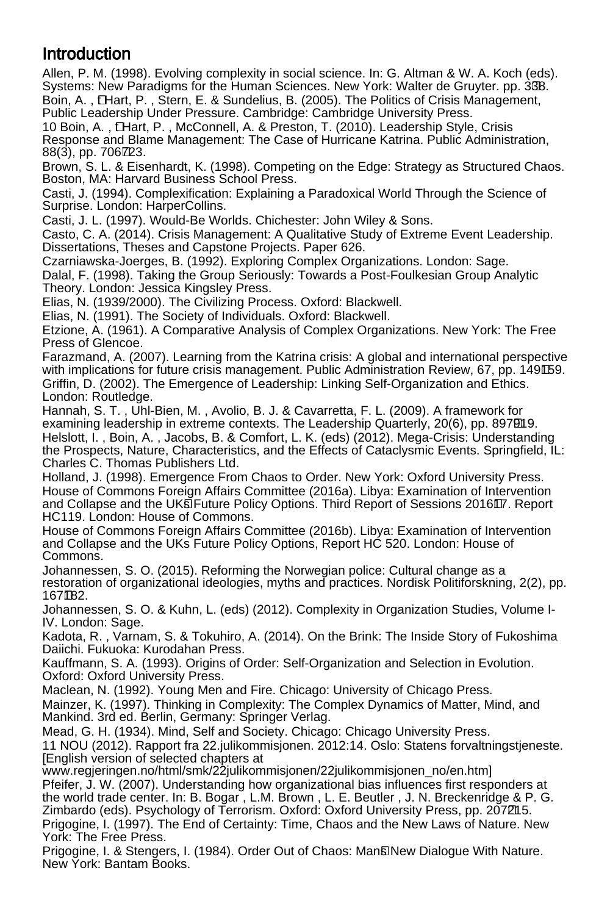## Introduction

Allen, P. M. (1998). Evolving complexity in social science. In: G. Altman & W. A. Koch (eds). Systems: New Paradigms for the Human Sciences. New York: Walter de Gruyter. pp. 3–38.

Boin, A. , 't Hart, P. , Stern, E. & Sundelius, B. (2005). The Politics of Crisis Management, Public Leadership Under Pressure. Cambridge: Cambridge University Press.

10 Boin, A. , 't Hart, P. , McConnell, A. & Preston, T. (2010). Leadership Style, Crisis Response and Blame Management: The Case of Hurricane Katrina. Public Administration, 88(3), pp. 706–723.

Brown, S. L. & Eisenhardt, K. (1998). Competing on the Edge: Strategy as Structured Chaos. Boston, MA: Harvard Business School Press.

Casti, J. (1994). Complexification: Explaining a Paradoxical World Through the Science of Surprise. London: HarperCollins.

Casti, J. L. (1997). Would-Be Worlds. Chichester: John Wiley & Sons.

Casto, C. A. (2014). Crisis Management: A Qualitative Study of Extreme Event Leadership. Dissertations, Theses and Capstone Projects. Paper 626.

Czarniawska-Joerges, B. (1992). Exploring Complex Organizations. London: Sage.

Dalal, F. (1998). Taking the Group Seriously: Towards a Post-Foulkesian Group Analytic Theory. London: Jessica Kingsley Press.

Elias, N. (1939/2000). The Civilizing Process. Oxford: Blackwell.

Elias, N. (1991). The Society of Individuals. Oxford: Blackwell.

Etzione, A. (1961). A Comparative Analysis of Complex Organizations. New York: The Free Press of Glencoe.

Farazmand, A. (2007). Learning from the Katrina crisis: A global and international perspective with implications for future crisis management. Public Administration Review, 67, pp. 149–159.

Griffin, D. (2002). The Emergence of Leadership: Linking Self-Organization and Ethics. London: Routledge.

Hannah, S. T. , Uhl-Bien, M. , Avolio, B. J. & Cavarretta, F. L. (2009). A framework for examining leadership in extreme contexts. The Leadership Quarterly, 20(6), pp. 897–919.

Helslott, I. , Boin, A. , Jacobs, B. & Comfort, L. K. (eds) (2012). Mega-Crisis: Understanding the Prospects, Nature, Characteristics, and the Effects of Cataclysmic Events. Springfield, IL: Charles C. Thomas Publishers Ltd.

Holland, J. (1998). Emergence From Chaos to Order. New York: Oxford University Press.

House of Commons Foreign Affairs Committee (2016a). Libya: Examination of Intervention and Collapse and the UK's Future Policy Options. Third Report of Sessions 2016–17. Report HC119. London: House of Commons.

House of Commons Foreign Affairs Committee (2016b). Libya: Examination of Intervention and Collapse and the UKs Future Policy Options, Report HC 520. London: House of Commons.

Johannessen, S. O. (2015). Reforming the Norwegian police: Cultural change as a restoration of organizational ideologies, myths and practices. Nordisk Politiforskning, 2(2), pp. 167–182.

Johannessen, S. O. & Kuhn, L. (eds) (2012). Complexity in Organization Studies, Volume I-IV. London: Sage.

Kadota, R. , Varnam, S. & Tokuhiro, A. (2014). On the Brink: The Inside Story of Fukoshima Daiichi. Fukuoka: Kurodahan Press.

Kauffmann, S. A. (1993). Origins of Order: Self-Organization and Selection in Evolution. Oxford: Oxford University Press.

Maclean, N. (1992). Young Men and Fire. Chicago: University of Chicago Press.

Mainzer, K. (1997). Thinking in Complexity: The Complex Dynamics of Matter, Mind, and Mankind. 3rd ed. Berlin, Germany: Springer Verlag.

Mead, G. H. (1934). Mind, Self and Society. Chicago: Chicago University Press.

11 NOU (2012). Rapport fra 22.julikommisjonen. 2012:14. Oslo: Statens forvaltningstjeneste. [English version of selected chapters at www.regjeringen.no/html/smk/22julikommisjonen/22julikommisjonen_no/en.htm]

Pfeifer, J. W. (2007). Understanding how organizational bias influences first responders at the world trade center. In: B. Bogar , L.M. Brown , L. E. Beutler , J. N. Breckenridge & P. G. Zimbardo (eds). Psychology of Terrorism. Oxford: Oxford University Press, pp. 207–215.

Prigogine, I. (1997). The End of Certainty: Time, Chaos and the New Laws of Nature. New York: The Free Press.

Prigogine, I. & Stengers, I. (1984). Order Out of Chaos: Man's New Dialogue With Nature. New York: Bantam Books.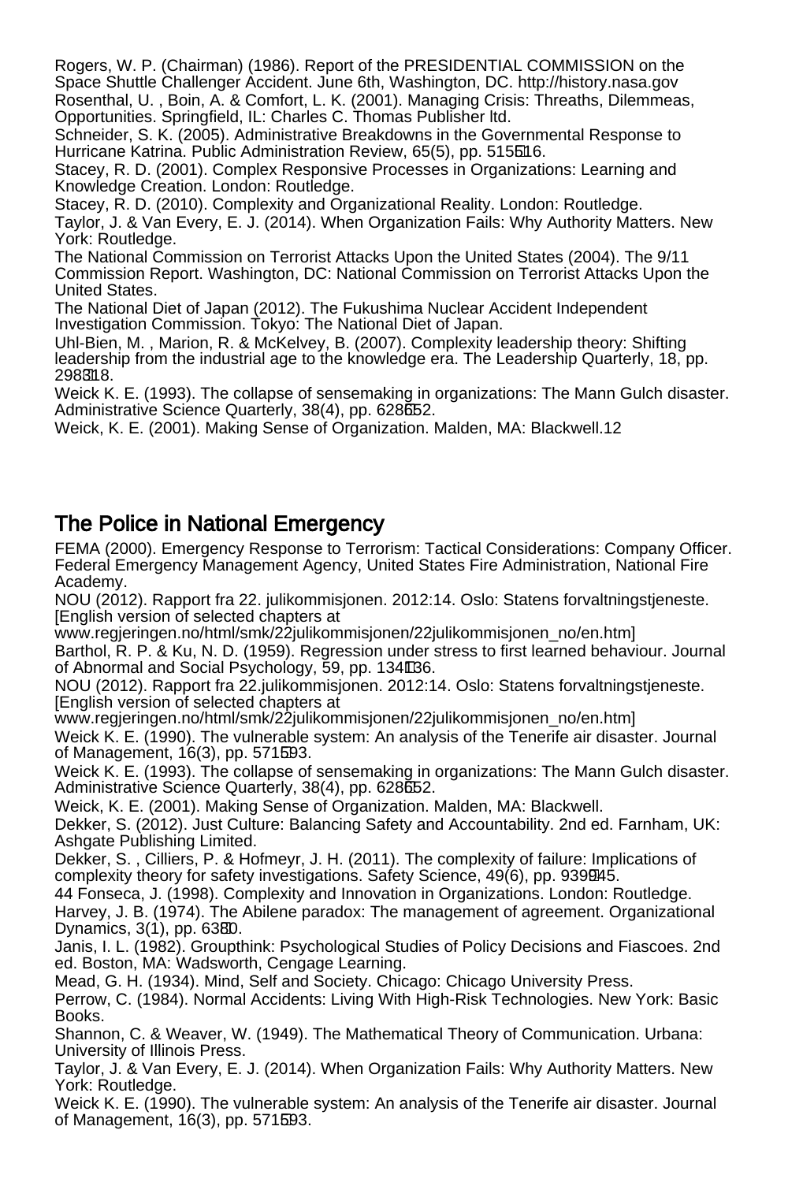Rogers, W. P. (Chairman) (1986). Report of the PRESIDENTIAL COMMISSION on the Space Shuttle Challenger Accident. June 6th, Washington, DC. http://history.nasa.gov

Rosenthal, U. , Boin, A. & Comfort, L. K. (2001). Managing Crisis: Threaths, Dilemmeas, Opportunities. Springfield, IL: Charles C. Thomas Publisher ltd.

Schneider, S. K. (2005). Administrative Breakdowns in the Governmental Response to Hurricane Katrina. Public Administration Review, 65(5), pp. 515516.

Stacey, R. D. (2001). Complex Responsive Processes in Organizations: Learning and Knowledge Creation. London: Routledge.

Stacey, R. D. (2010). Complexity and Organizational Reality. London: Routledge.

Taylor, J. & Van Every, E. J. (2014). When Organization Fails: Why Authority Matters. New York: Routledge.

The National Commission on Terrorist Attacks Upon the United States (2004). The 9/11 Commission Report. Washington, DC: National Commission on Terrorist Attacks Upon the United States.

The National Diet of Japan (2012). The Fukushima Nuclear Accident Independent Investigation Commission. Tokyo: The National Diet of Japan.

Uhl-Bien, M. , Marion, R. & McKelvey, B. (2007). Complexity leadership theory: Shifting leadership from the industrial age to the knowledge era. The Leadership Quarterly, 18, pp. 298318.

Weick K. E. (1993). The collapse of sensemaking in organizations: The Mann Gulch disaster. Administrative Science Quarterly, 38(4), pp. 628652.

Weick, K. E. (2001). Making Sense of Organization. Malden, MA: Blackwell.12

## The Police in National Emergency

FEMA (2000). Emergency Response to Terrorism: Tactical Considerations: Company Officer. Federal Emergency Management Agency, United States Fire Administration, National Fire Academy.

NOU (2012). Rapport fra 22. julikommisjonen. 2012:14. Oslo: Statens forvaltningstjeneste. [English version of selected chapters at www.regjeringen.no/html/smk/22julikommisjonen/22julikommisjonen_no/en.htm]

Barthol, R. P. & Ku, N. D. (1959). Regression under stress to first learned behaviour. Journal of Abnormal and Social Psychology, 59, pp. 134136.

NOU (2012). Rapport fra 22.julikommisjonen. 2012:14. Oslo: Statens forvaltningstjeneste. [English version of selected chapters at www.regjeringen.no/html/smk/22julikommisjonen/22julikommisjonen_no/en.htm]

Weick K. E. (1990). The vulnerable system: An analysis of the Tenerife air disaster. Journal of Management, 16(3), pp. 571593.

Weick K. E. (1993). The collapse of sensemaking in organizations: The Mann Gulch disaster. Administrative Science Quarterly, 38(4), pp. 628652.

Weick, K. E. (2001). Making Sense of Organization. Malden, MA: Blackwell.

Dekker, S. (2012). Just Culture: Balancing Safety and Accountability. 2nd ed. Farnham, UK: Ashgate Publishing Limited.

Dekker, S. , Cilliers, P. & Hofmeyr, J. H. (2011). The complexity of failure: Implications of complexity theory for safety investigations. Safety Science, 49(6), pp. 939945.

44 Fonseca, J. (1998). Complexity and Innovation in Organizations. London: Routledge.

Harvey, J. B. (1974). The Abilene paradox: The management of agreement. Organizational Dynamics, 3(1), pp. 6380.

Janis, I. L. (1982). Groupthink: Psychological Studies of Policy Decisions and Fiascoes. 2nd ed. Boston, MA: Wadsworth, Cengage Learning.

Mead, G. H. (1934). Mind, Self and Society. Chicago: Chicago University Press.

Perrow, C. (1984). Normal Accidents: Living With High-Risk Technologies. New York: Basic Books.

Shannon, C. & Weaver, W. (1949). The Mathematical Theory of Communication. Urbana: University of Illinois Press.

Taylor, J. & Van Every, E. J. (2014). When Organization Fails: Why Authority Matters. New York: Routledge.

Weick K. E. (1990). The vulnerable system: An analysis of the Tenerife air disaster. Journal of Management, 16(3), pp. 571593.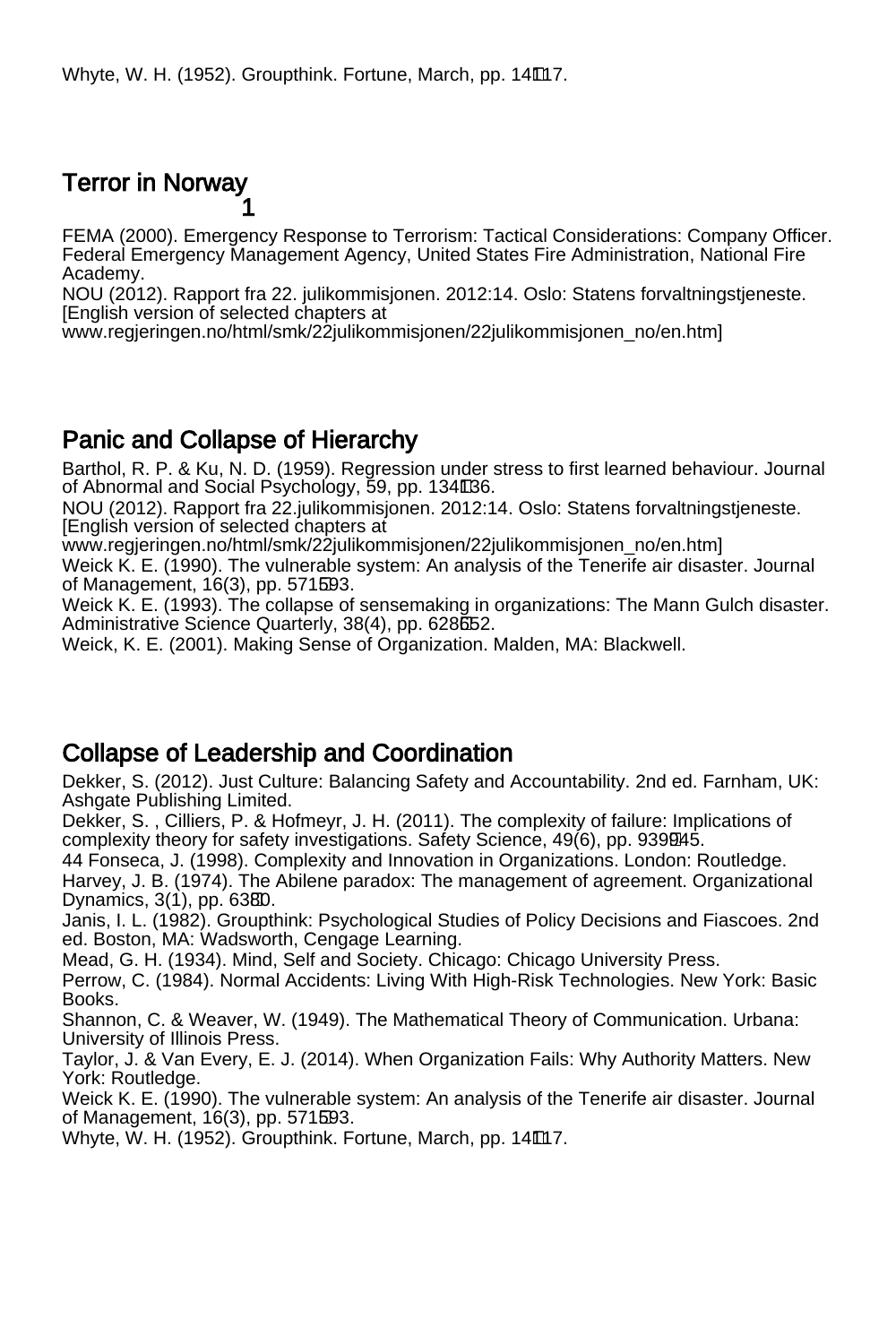Whyte, W. H. (1952). Groupthink. Fortune, March, pp. 114–117.

## Terror in Norway

1

FEMA (2000). Emergency Response to Terrorism: Tactical Considerations: Company Officer. Federal Emergency Management Agency, United States Fire Administration, National Fire Academy.

NOU (2012). Rapport fra 22. julikommisjonen. 2012:14. Oslo: Statens forvaltningstjeneste. [English version of selected chapters at www.regjeringen.no/html/smk/22julikommisjonen/22julikommisjonen_no/en.htm]

## Panic and Collapse of Hierarchy

Barthol, R. P. & Ku, N. D. (1959). Regression under stress to first learned behaviour. Journal of Abnormal and Social Psychology, 59, pp. 134–136.

NOU (2012). Rapport fra 22.julikommisjonen. 2012:14. Oslo: Statens forvaltningstjeneste. [English version of selected chapters at www.regjeringen.no/html/smk/22julikommisjonen/22julikommisjonen_no/en.htm]

Weick K. E. (1990). The vulnerable system: An analysis of the Tenerife air disaster. Journal of Management, 16(3), pp. 571–593.

Weick K. E. (1993). The collapse of sensemaking in organizations: The Mann Gulch disaster. Administrative Science Quarterly, 38(4), pp. 628–652.

Weick, K. E. (2001). Making Sense of Organization. Malden, MA: Blackwell.

## Collapse of Leadership and Coordination

Dekker, S. (2012). Just Culture: Balancing Safety and Accountability. 2nd ed. Farnham, UK: Ashgate Publishing Limited.

Dekker, S. , Cilliers, P. & Hofmeyr, J. H. (2011). The complexity of failure: Implications of complexity theory for safety investigations. Safety Science, 49(6), pp. 939–945.

44 Fonseca, J. (1998). Complexity and Innovation in Organizations. London: Routledge.

Harvey, J. B. (1974). The Abilene paradox: The management of agreement. Organizational Dynamics, 3(1), pp. 63–80.

Janis, I. L. (1982). Groupthink: Psychological Studies of Policy Decisions and Fiascoes. 2nd ed. Boston, MA: Wadsworth, Cengage Learning.

Mead, G. H. (1934). Mind, Self and Society. Chicago: Chicago University Press.

Perrow, C. (1984). Normal Accidents: Living With High-Risk Technologies. New York: Basic Books.

Shannon, C. & Weaver, W. (1949). The Mathematical Theory of Communication. Urbana: University of Illinois Press.

Taylor, J. & Van Every, E. J. (2014). When Organization Fails: Why Authority Matters. New York: Routledge.

Weick K. E. (1990). The vulnerable system: An analysis of the Tenerife air disaster. Journal of Management, 16(3), pp. 571–593.

Whyte, W. H. (1952). Groupthink. Fortune, March, pp. 114–117.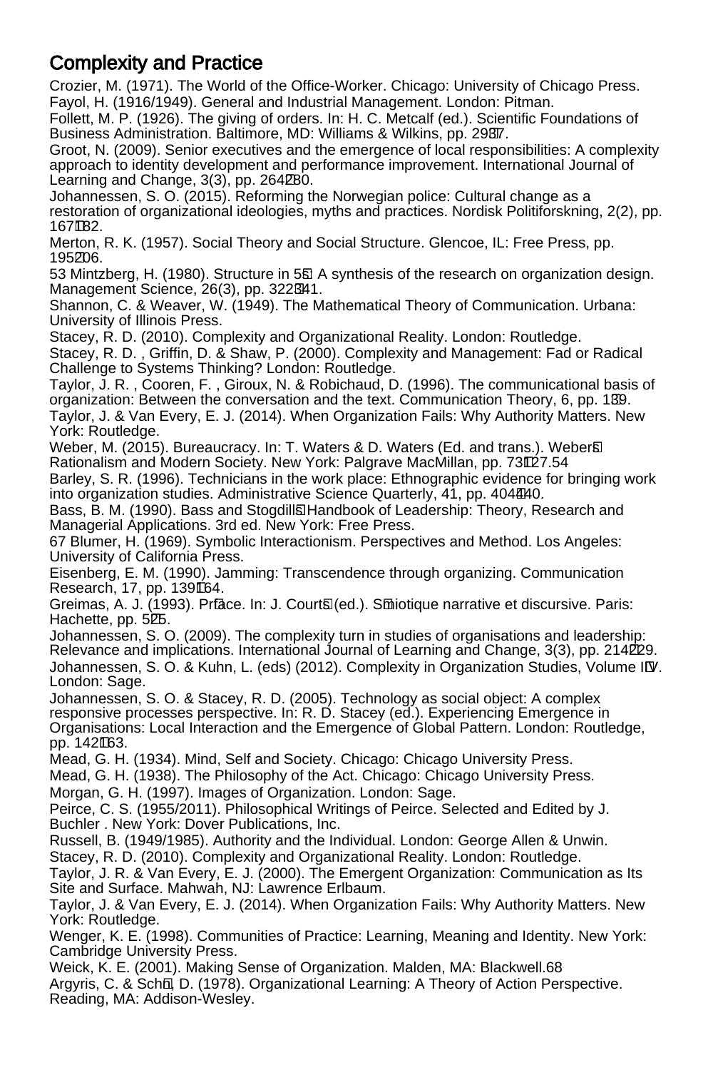## Complexity and Practice

Crozier, M. (1971). The World of the Office-Worker. Chicago: University of Chicago Press.
Fayol, H. (1916/1949). General and Industrial Management. London: Pitman.
Follett, M. P. (1926). The giving of orders. In: H. C. Metcalf (ed.). Scientific Foundations of Business Administration. Baltimore, MD: Williams & Wilkins, pp. 29–37.
Groot, N. (2009). Senior executives and the emergence of local responsibilities: A complexity approach to identity development and performance improvement. International Journal of Learning and Change, 3(3), pp. 264–280.
Johannessen, S. O. (2015). Reforming the Norwegian police: Cultural change as a restoration of organizational ideologies, myths and practices. Nordisk Politiforskning, 2(2), pp. 167–182.
Merton, R. K. (1957). Social Theory and Social Structure. Glencoe, IL: Free Press, pp. 195–206.
53 Mintzberg, H. (1980). Structure in 5s: A synthesis of the research on organization design. Management Science, 26(3), pp. 322–341.
Shannon, C. & Weaver, W. (1949). The Mathematical Theory of Communication. Urbana: University of Illinois Press.
Stacey, R. D. (2010). Complexity and Organizational Reality. London: Routledge.
Stacey, R. D. , Griffin, D. & Shaw, P. (2000). Complexity and Management: Fad or Radical Challenge to Systems Thinking? London: Routledge.
Taylor, J. R. , Cooren, F. , Giroux, N. & Robichaud, D. (1996). The communicational basis of organization: Between the conversation and the text. Communication Theory, 6, pp. 1–39.
Taylor, J. & Van Every, E. J. (2014). When Organization Fails: Why Authority Matters. New York: Routledge.
Weber, M. (2015). Bureaucracy. In: T. Waters & D. Waters (Ed. and trans.). Weber's Rationalism and Modern Society. New York: Palgrave MacMillan, pp. 73–127.54
Barley, S. R. (1996). Technicians in the work place: Ethnographic evidence for bringing work into organization studies. Administrative Science Quarterly, 41, pp. 404–440.
Bass, B. M. (1990). Bass and Stogdill's Handbook of Leadership: Theory, Research and Managerial Applications. 3rd ed. New York: Free Press.
67 Blumer, H. (1969). Symbolic Interactionism. Perspectives and Method. Los Angeles: University of California Press.
Eisenberg, E. M. (1990). Jamming: Transcendence through organizing. Communication Research, 17, pp. 139–164.
Greimas, A. J. (1993). Préface. In: J. Courtés (ed.). Sémiotique narrative et discursive. Paris: Hachette, pp. 5–25.
Johannessen, S. O. (2009). The complexity turn in studies of organisations and leadership: Relevance and implications. International Journal of Learning and Change, 3(3), pp. 214–229.
Johannessen, S. O. & Kuhn, L. (eds) (2012). Complexity in Organization Studies, Volume I–IV. London: Sage.
Johannessen, S. O. & Stacey, R. D. (2005). Technology as social object: A complex responsive processes perspective. In: R. D. Stacey (ed.). Experiencing Emergence in Organisations: Local Interaction and the Emergence of Global Pattern. London: Routledge, pp. 142–163.
Mead, G. H. (1934). Mind, Self and Society. Chicago: Chicago University Press.
Mead, G. H. (1938). The Philosophy of the Act. Chicago: Chicago University Press.
Morgan, G. H. (1997). Images of Organization. London: Sage.
Peirce, C. S. (1955/2011). Philosophical Writings of Peirce. Selected and Edited by J. Buchler . New York: Dover Publications, Inc.
Russell, B. (1949/1985). Authority and the Individual. London: George Allen & Unwin.
Stacey, R. D. (2010). Complexity and Organizational Reality. London: Routledge.
Taylor, J. R. & Van Every, E. J. (2000). The Emergent Organization: Communication as Its Site and Surface. Mahwah, NJ: Lawrence Erlbaum.
Taylor, J. & Van Every, E. J. (2014). When Organization Fails: Why Authority Matters. New York: Routledge.
Wenger, K. E. (1998). Communities of Practice: Learning, Meaning and Identity. New York: Cambridge University Press.
Weick, K. E. (2001). Making Sense of Organization. Malden, MA: Blackwell.68
Argyris, C. & Schön, D. (1978). Organizational Learning: A Theory of Action Perspective. Reading, MA: Addison-Wesley.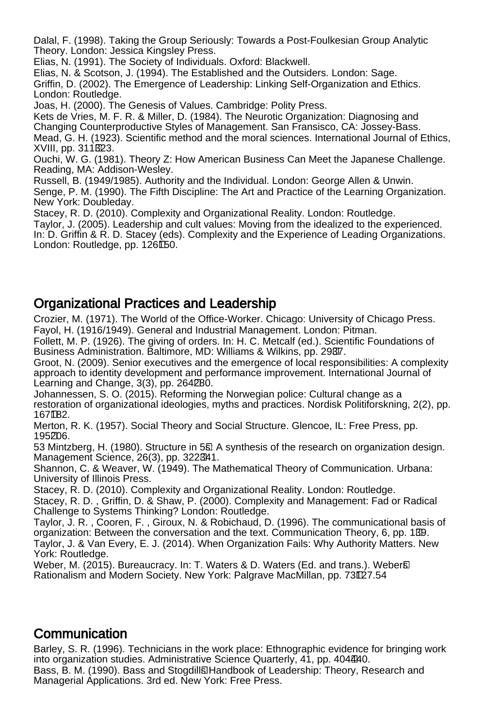Dalal, F. (1998). Taking the Group Seriously: Towards a Post-Foulkesian Group Analytic Theory. London: Jessica Kingsley Press.
Elias, N. (1991). The Society of Individuals. Oxford: Blackwell.
Elias, N. & Scotson, J. (1994). The Established and the Outsiders. London: Sage.
Griffin, D. (2002). The Emergence of Leadership: Linking Self-Organization and Ethics. London: Routledge.
Joas, H. (2000). The Genesis of Values. Cambridge: Polity Press.
Kets de Vries, M. F. R. & Miller, D. (1984). The Neurotic Organization: Diagnosing and Changing Counterproductive Styles of Management. San Fransisco, CA: Jossey-Bass.
Mead, G. H. (1923). Scientific method and the moral sciences. International Journal of Ethics, XVIII, pp. 311–323.
Ouchi, W. G. (1981). Theory Z: How American Business Can Meet the Japanese Challenge. Reading, MA: Addison-Wesley.
Russell, B. (1949/1985). Authority and the Individual. London: George Allen & Unwin.
Senge, P. M. (1990). The Fifth Discipline: The Art and Practice of the Learning Organization. New York: Doubleday.
Stacey, R. D. (2010). Complexity and Organizational Reality. London: Routledge.
Taylor, J. (2005). Leadership and cult values: Moving from the idealized to the experienced. In: D. Griffin & R. D. Stacey (eds). Complexity and the Experience of Leading Organizations. London: Routledge, pp. 126–150.

## Organizational Practices and Leadership

Crozier, M. (1971). The World of the Office-Worker. Chicago: University of Chicago Press.
Fayol, H. (1916/1949). General and Industrial Management. London: Pitman.
Follett, M. P. (1926). The giving of orders. In: H. C. Metcalf (ed.). Scientific Foundations of Business Administration. Baltimore, MD: Williams & Wilkins, pp. 29–37.
Groot, N. (2009). Senior executives and the emergence of local responsibilities: A complexity approach to identity development and performance improvement. International Journal of Learning and Change, 3(3), pp. 264–280.
Johannessen, S. O. (2015). Reforming the Norwegian police: Cultural change as a restoration of organizational ideologies, myths and practices. Nordisk Politiforskning, 2(2), pp. 167–182.
Merton, R. K. (1957). Social Theory and Social Structure. Glencoe, IL: Free Press, pp. 195–206.
53 Mintzberg, H. (1980). Structure in 5s: A synthesis of the research on organization design. Management Science, 26(3), pp. 322–341.
Shannon, C. & Weaver, W. (1949). The Mathematical Theory of Communication. Urbana: University of Illinois Press.
Stacey, R. D. (2010). Complexity and Organizational Reality. London: Routledge.
Stacey, R. D. , Griffin, D. & Shaw, P. (2000). Complexity and Management: Fad or Radical Challenge to Systems Thinking? London: Routledge.
Taylor, J. R. , Cooren, F. , Giroux, N. & Robichaud, D. (1996). The communicational basis of organization: Between the conversation and the text. Communication Theory, 6, pp. 1–39.
Taylor, J. & Van Every, E. J. (2014). When Organization Fails: Why Authority Matters. New York: Routledge.
Weber, M. (2015). Bureaucracy. In: T. Waters & D. Waters (Ed. and trans.). Weber's Rationalism and Modern Society. New York: Palgrave MacMillan, pp. 73–127.54

## Communication

Barley, S. R. (1996). Technicians in the work place: Ethnographic evidence for bringing work into organization studies. Administrative Science Quarterly, 41, pp. 404–440.
Bass, B. M. (1990). Bass and Stogdill's Handbook of Leadership: Theory, Research and Managerial Applications. 3rd ed. New York: Free Press.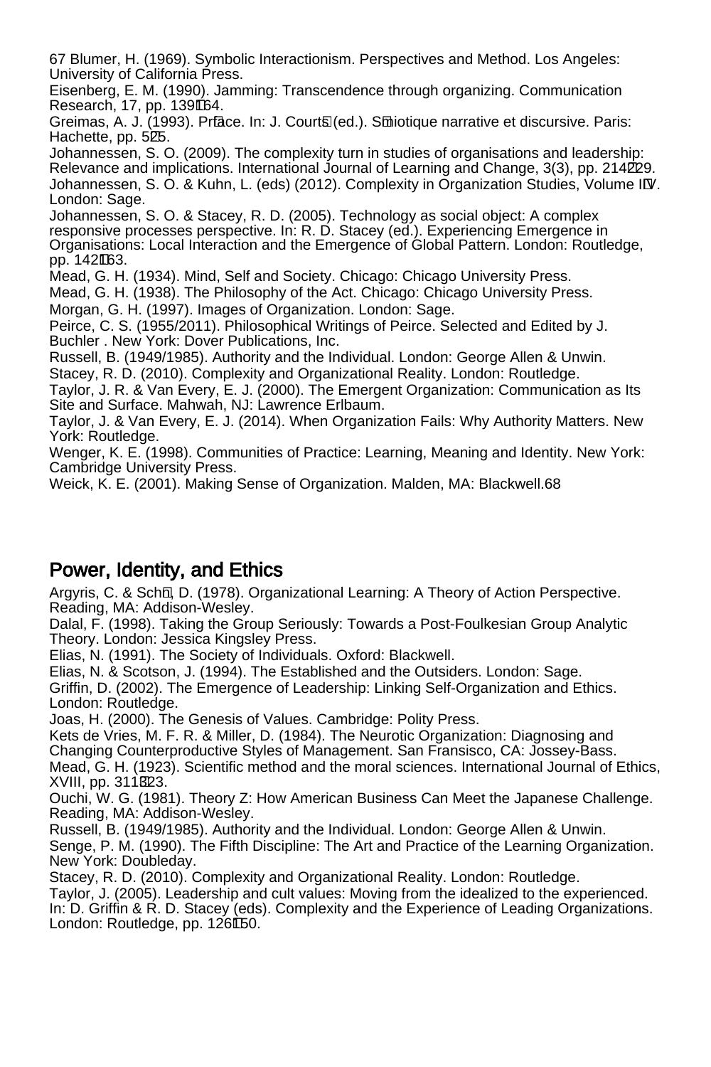67 Blumer, H. (1969). Symbolic Interactionism. Perspectives and Method. Los Angeles: University of California Press.

Eisenberg, E. M. (1990). Jamming: Transcendence through organizing. Communication Research, 17, pp. 139–164.

Greimas, A. J. (1993). Préface. In: J. Courtés (ed.). Sémiotique narrative et discursive. Paris: Hachette, pp. 5–25.

Johannessen, S. O. (2009). The complexity turn in studies of organisations and leadership: Relevance and implications. International Journal of Learning and Change, 3(3), pp. 214–229.

Johannessen, S. O. & Kuhn, L. (eds) (2012). Complexity in Organization Studies, Volume I–IV. London: Sage.

Johannessen, S. O. & Stacey, R. D. (2005). Technology as social object: A complex responsive processes perspective. In: R. D. Stacey (ed.). Experiencing Emergence in Organisations: Local Interaction and the Emergence of Global Pattern. London: Routledge, pp. 142–163.

Mead, G. H. (1934). Mind, Self and Society. Chicago: Chicago University Press.

Mead, G. H. (1938). The Philosophy of the Act. Chicago: Chicago University Press.

Morgan, G. H. (1997). Images of Organization. London: Sage.

Peirce, C. S. (1955/2011). Philosophical Writings of Peirce. Selected and Edited by J. Buchler . New York: Dover Publications, Inc.

Russell, B. (1949/1985). Authority and the Individual. London: George Allen & Unwin.

Stacey, R. D. (2010). Complexity and Organizational Reality. London: Routledge.

Taylor, J. R. & Van Every, E. J. (2000). The Emergent Organization: Communication as Its Site and Surface. Mahwah, NJ: Lawrence Erlbaum.

Taylor, J. & Van Every, E. J. (2014). When Organization Fails: Why Authority Matters. New York: Routledge.

Wenger, K. E. (1998). Communities of Practice: Learning, Meaning and Identity. New York: Cambridge University Press.

Weick, K. E. (2001). Making Sense of Organization. Malden, MA: Blackwell.68

## Power, Identity, and Ethics

Argyris, C. & Schön, D. (1978). Organizational Learning: A Theory of Action Perspective. Reading, MA: Addison-Wesley.

Dalal, F. (1998). Taking the Group Seriously: Towards a Post-Foulkesian Group Analytic Theory. London: Jessica Kingsley Press.

Elias, N. (1991). The Society of Individuals. Oxford: Blackwell.

Elias, N. & Scotson, J. (1994). The Established and the Outsiders. London: Sage.

Griffin, D. (2002). The Emergence of Leadership: Linking Self-Organization and Ethics. London: Routledge.

Joas, H. (2000). The Genesis of Values. Cambridge: Polity Press.

Kets de Vries, M. F. R. & Miller, D. (1984). The Neurotic Organization: Diagnosing and Changing Counterproductive Styles of Management. San Fransisco, CA: Jossey-Bass.

Mead, G. H. (1923). Scientific method and the moral sciences. International Journal of Ethics, XVIII, pp. 311–323.

Ouchi, W. G. (1981). Theory Z: How American Business Can Meet the Japanese Challenge. Reading, MA: Addison-Wesley.

Russell, B. (1949/1985). Authority and the Individual. London: George Allen & Unwin.

Senge, P. M. (1990). The Fifth Discipline: The Art and Practice of the Learning Organization. New York: Doubleday.

Stacey, R. D. (2010). Complexity and Organizational Reality. London: Routledge.

Taylor, J. (2005). Leadership and cult values: Moving from the idealized to the experienced. In: D. Griffin & R. D. Stacey (eds). Complexity and the Experience of Leading Organizations. London: Routledge, pp. 126–150.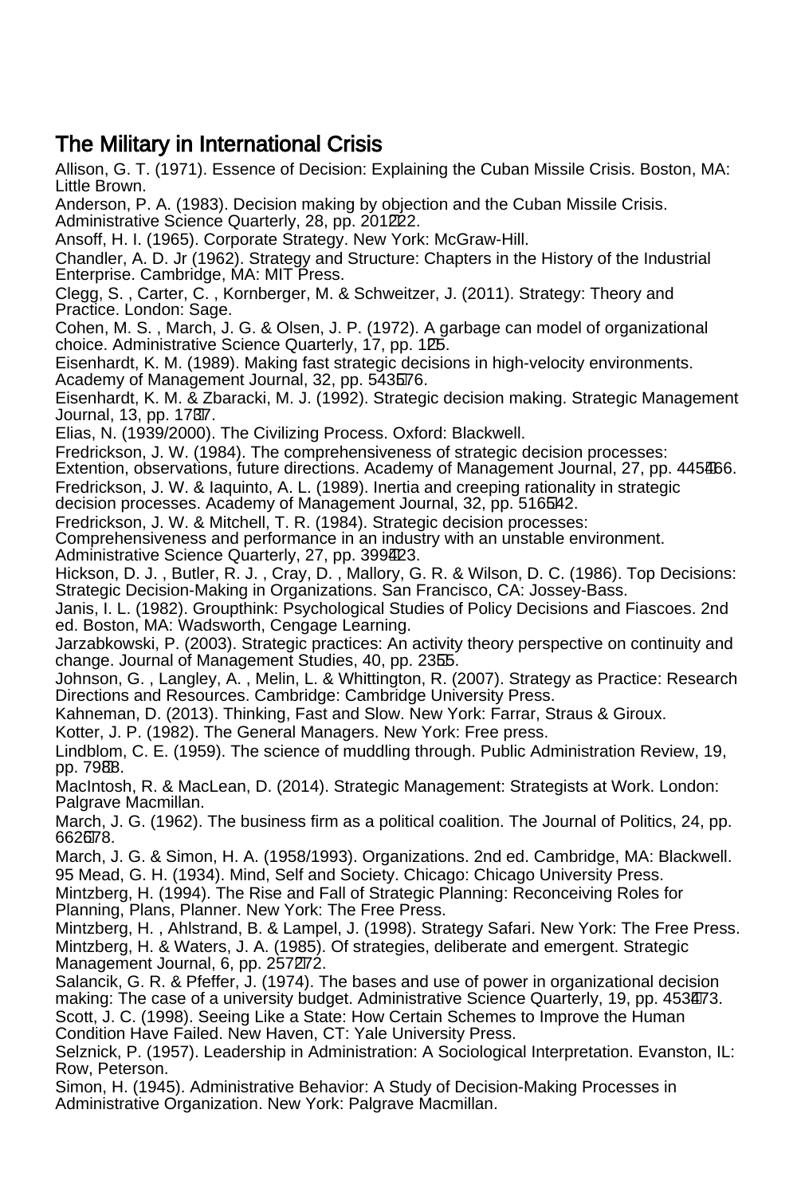## The Military in International Crisis

Allison, G. T. (1971). Essence of Decision: Explaining the Cuban Missile Crisis. Boston, MA: Little Brown.

Anderson, P. A. (1983). Decision making by objection and the Cuban Missile Crisis. Administrative Science Quarterly, 28, pp. 201222.

Ansoff, H. I. (1965). Corporate Strategy. New York: McGraw-Hill.

Chandler, A. D. Jr (1962). Strategy and Structure: Chapters in the History of the Industrial Enterprise. Cambridge, MA: MIT Press.

Clegg, S. , Carter, C. , Kornberger, M. & Schweitzer, J. (2011). Strategy: Theory and Practice. London: Sage.

Cohen, M. S. , March, J. G. & Olsen, J. P. (1972). A garbage can model of organizational choice. Administrative Science Quarterly, 17, pp. 125.

Eisenhardt, K. M. (1989). Making fast strategic decisions in high-velocity environments. Academy of Management Journal, 32, pp. 543576.

Eisenhardt, K. M. & Zbaracki, M. J. (1992). Strategic decision making. Strategic Management Journal, 13, pp. 1737.

Elias, N. (1939/2000). The Civilizing Process. Oxford: Blackwell.

Fredrickson, J. W. (1984). The comprehensiveness of strategic decision processes: Extention, observations, future directions. Academy of Management Journal, 27, pp. 445466.

Fredrickson, J. W. & Iaquinto, A. L. (1989). Inertia and creeping rationality in strategic decision processes. Academy of Management Journal, 32, pp. 516542.

Fredrickson, J. W. & Mitchell, T. R. (1984). Strategic decision processes: Comprehensiveness and performance in an industry with an unstable environment. Administrative Science Quarterly, 27, pp. 399423.

Hickson, D. J. , Butler, R. J. , Cray, D. , Mallory, G. R. & Wilson, D. C. (1986). Top Decisions: Strategic Decision-Making in Organizations. San Francisco, CA: Jossey-Bass.

Janis, I. L. (1982). Groupthink: Psychological Studies of Policy Decisions and Fiascoes. 2nd ed. Boston, MA: Wadsworth, Cengage Learning.

Jarzabkowski, P. (2003). Strategic practices: An activity theory perspective on continuity and change. Journal of Management Studies, 40, pp. 2355.

Johnson, G. , Langley, A. , Melin, L. & Whittington, R. (2007). Strategy as Practice: Research Directions and Resources. Cambridge: Cambridge University Press.

Kahneman, D. (2013). Thinking, Fast and Slow. New York: Farrar, Straus & Giroux.

Kotter, J. P. (1982). The General Managers. New York: Free press.

Lindblom, C. E. (1959). The science of muddling through. Public Administration Review, 19, pp. 7988.

MacIntosh, R. & MacLean, D. (2014). Strategic Management: Strategists at Work. London: Palgrave Macmillan.

March, J. G. (1962). The business firm as a political coalition. The Journal of Politics, 24, pp. 662678.

March, J. G. & Simon, H. A. (1958/1993). Organizations. 2nd ed. Cambridge, MA: Blackwell.

95 Mead, G. H. (1934). Mind, Self and Society. Chicago: Chicago University Press.

Mintzberg, H. (1994). The Rise and Fall of Strategic Planning: Reconceiving Roles for Planning, Plans, Planner. New York: The Free Press.

Mintzberg, H. , Ahlstrand, B. & Lampel, J. (1998). Strategy Safari. New York: The Free Press.

Mintzberg, H. & Waters, J. A. (1985). Of strategies, deliberate and emergent. Strategic Management Journal, 6, pp. 257272.

Salancik, G. R. & Pfeffer, J. (1974). The bases and use of power in organizational decision making: The case of a university budget. Administrative Science Quarterly, 19, pp. 453473.

Scott, J. C. (1998). Seeing Like a State: How Certain Schemes to Improve the Human Condition Have Failed. New Haven, CT: Yale University Press.

Selznick, P. (1957). Leadership in Administration: A Sociological Interpretation. Evanston, IL: Row, Peterson.

Simon, H. (1945). Administrative Behavior: A Study of Decision-Making Processes in Administrative Organization. New York: Palgrave Macmillan.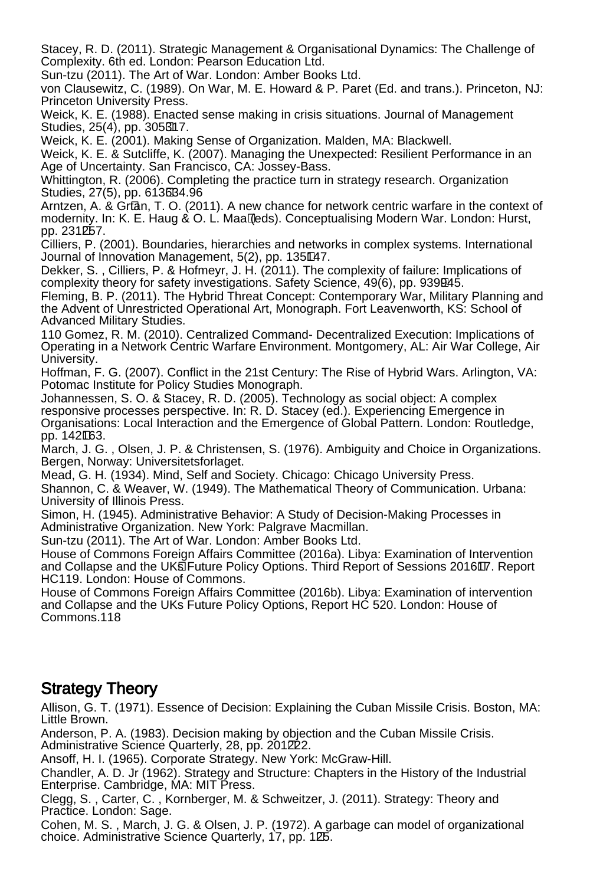Stacey, R. D. (2011). Strategic Management & Organisational Dynamics: The Challenge of Complexity. 6th ed. London: Pearson Education Ltd.

Sun-tzu (2011). The Art of War. London: Amber Books Ltd.

von Clausewitz, C. (1989). On War, M. E. Howard & P. Paret (Ed. and trans.). Princeton, NJ: Princeton University Press.

Weick, K. E. (1988). Enacted sense making in crisis situations. Journal of Management Studies, 25(4), pp. 305317.

Weick, K. E. (2001). Making Sense of Organization. Malden, MA: Blackwell.

Weick, K. E. & Sutcliffe, K. (2007). Managing the Unexpected: Resilient Performance in an Age of Uncertainty. San Francisco, CA: Jossey-Bass.

Whittington, R. (2006). Completing the practice turn in strategy research. Organization Studies, 27(5), pp. 613634.96

Arntzen, A. & Grtan, T. O. (2011). A new chance for network centric warfare in the context of modernity. In: K. E. Haug & O. L. Maa (eds). Conceptualising Modern War. London: Hurst, pp. 231257.

Cilliers, P. (2001). Boundaries, hierarchies and networks in complex systems. International Journal of Innovation Management, 5(2), pp. 135147.

Dekker, S. , Cilliers, P. & Hofmeyr, J. H. (2011). The complexity of failure: Implications of complexity theory for safety investigations. Safety Science, 49(6), pp. 939945.

Fleming, B. P. (2011). The Hybrid Threat Concept: Contemporary War, Military Planning and the Advent of Unrestricted Operational Art, Monograph. Fort Leavenworth, KS: School of Advanced Military Studies.

110 Gomez, R. M. (2010). Centralized Command- Decentralized Execution: Implications of Operating in a Network Centric Warfare Environment. Montgomery, AL: Air War College, Air University.

Hoffman, F. G. (2007). Conflict in the 21st Century: The Rise of Hybrid Wars. Arlington, VA: Potomac Institute for Policy Studies Monograph.

Johannessen, S. O. & Stacey, R. D. (2005). Technology as social object: A complex responsive processes perspective. In: R. D. Stacey (ed.). Experiencing Emergence in Organisations: Local Interaction and the Emergence of Global Pattern. London: Routledge, pp. 142163.

March, J. G. , Olsen, J. P. & Christensen, S. (1976). Ambiguity and Choice in Organizations. Bergen, Norway: Universitetsforlaget.

Mead, G. H. (1934). Mind, Self and Society. Chicago: Chicago University Press.

Shannon, C. & Weaver, W. (1949). The Mathematical Theory of Communication. Urbana: University of Illinois Press.

Simon, H. (1945). Administrative Behavior: A Study of Decision-Making Processes in Administrative Organization. New York: Palgrave Macmillan.

Sun-tzu (2011). The Art of War. London: Amber Books Ltd.

House of Commons Foreign Affairs Committee (2016a). Libya: Examination of Intervention and Collapse and the UKs Future Policy Options. Third Report of Sessions 201617. Report HC119. London: House of Commons.

House of Commons Foreign Affairs Committee (2016b). Libya: Examination of intervention and Collapse and the UKs Future Policy Options, Report HC 520. London: House of Commons.118

## Strategy Theory

Allison, G. T. (1971). Essence of Decision: Explaining the Cuban Missile Crisis. Boston, MA: Little Brown.

Anderson, P. A. (1983). Decision making by objection and the Cuban Missile Crisis. Administrative Science Quarterly, 28, pp. 201222.

Ansoff, H. I. (1965). Corporate Strategy. New York: McGraw-Hill.

Chandler, A. D. Jr (1962). Strategy and Structure: Chapters in the History of the Industrial Enterprise. Cambridge, MA: MIT Press.

Clegg, S. , Carter, C. , Kornberger, M. & Schweitzer, J. (2011). Strategy: Theory and Practice. London: Sage.

Cohen, M. S. , March, J. G. & Olsen, J. P. (1972). A garbage can model of organizational choice. Administrative Science Quarterly, 17, pp. 125.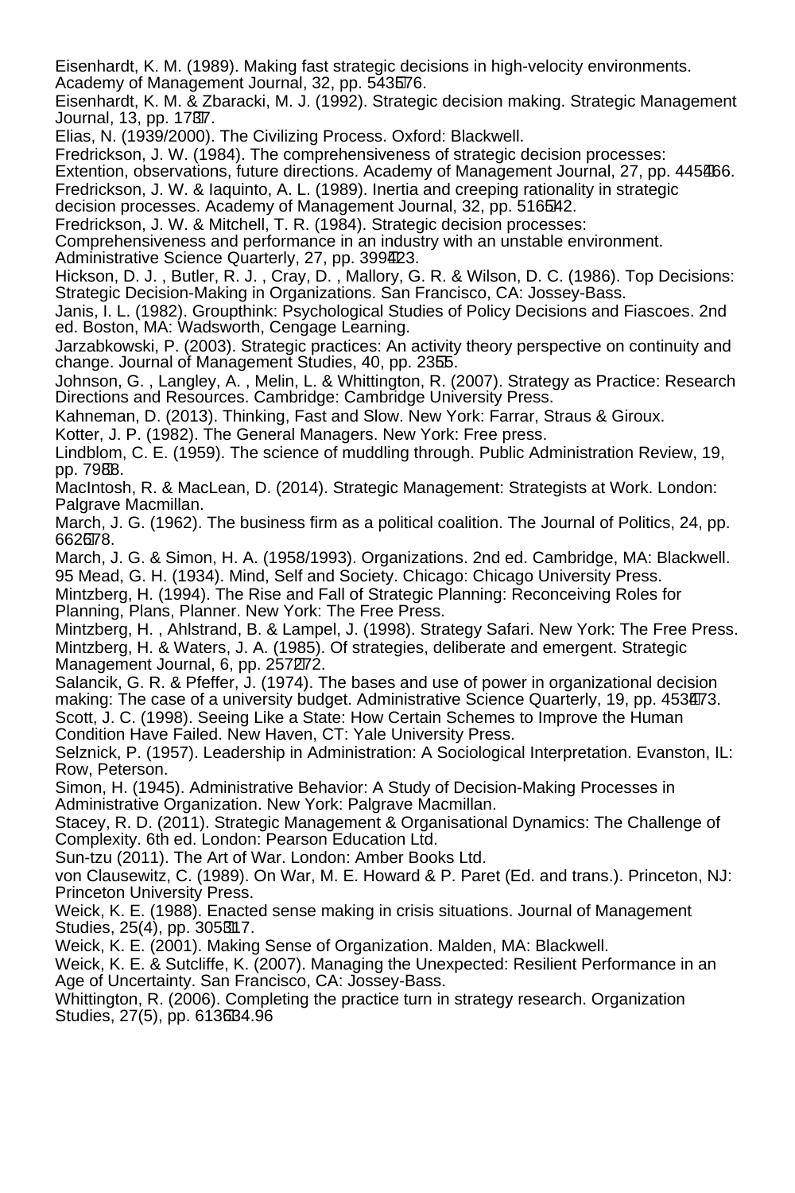Eisenhardt, K. M. (1989). Making fast strategic decisions in high-velocity environments. Academy of Management Journal, 32, pp. 543576.

Eisenhardt, K. M. & Zbaracki, M. J. (1992). Strategic decision making. Strategic Management Journal, 13, pp. 1737.

Elias, N. (1939/2000). The Civilizing Process. Oxford: Blackwell.

Fredrickson, J. W. (1984). The comprehensiveness of strategic decision processes: Extention, observations, future directions. Academy of Management Journal, 27, pp. 445466.

Fredrickson, J. W. & Iaquinto, A. L. (1989). Inertia and creeping rationality in strategic decision processes. Academy of Management Journal, 32, pp. 516542.

Fredrickson, J. W. & Mitchell, T. R. (1984). Strategic decision processes: Comprehensiveness and performance in an industry with an unstable environment. Administrative Science Quarterly, 27, pp. 399423.

Hickson, D. J. , Butler, R. J. , Cray, D. , Mallory, G. R. & Wilson, D. C. (1986). Top Decisions: Strategic Decision-Making in Organizations. San Francisco, CA: Jossey-Bass.

Janis, I. L. (1982). Groupthink: Psychological Studies of Policy Decisions and Fiascoes. 2nd ed. Boston, MA: Wadsworth, Cengage Learning.

Jarzabkowski, P. (2003). Strategic practices: An activity theory perspective on continuity and change. Journal of Management Studies, 40, pp. 2355.

Johnson, G. , Langley, A. , Melin, L. & Whittington, R. (2007). Strategy as Practice: Research Directions and Resources. Cambridge: Cambridge University Press.

Kahneman, D. (2013). Thinking, Fast and Slow. New York: Farrar, Straus & Giroux.

Kotter, J. P. (1982). The General Managers. New York: Free press.

Lindblom, C. E. (1959). The science of muddling through. Public Administration Review, 19, pp. 7988.

MacIntosh, R. & MacLean, D. (2014). Strategic Management: Strategists at Work. London: Palgrave Macmillan.

March, J. G. (1962). The business firm as a political coalition. The Journal of Politics, 24, pp. 662678.

March, J. G. & Simon, H. A. (1958/1993). Organizations. 2nd ed. Cambridge, MA: Blackwell.

95 Mead, G. H. (1934). Mind, Self and Society. Chicago: Chicago University Press.

Mintzberg, H. (1994). The Rise and Fall of Strategic Planning: Reconceiving Roles for Planning, Plans, Planner. New York: The Free Press.

Mintzberg, H. , Ahlstrand, B. & Lampel, J. (1998). Strategy Safari. New York: The Free Press.

Mintzberg, H. & Waters, J. A. (1985). Of strategies, deliberate and emergent. Strategic Management Journal, 6, pp. 257272.

Salancik, G. R. & Pfeffer, J. (1974). The bases and use of power in organizational decision making: The case of a university budget. Administrative Science Quarterly, 19, pp. 453473.

Scott, J. C. (1998). Seeing Like a State: How Certain Schemes to Improve the Human Condition Have Failed. New Haven, CT: Yale University Press.

Selznick, P. (1957). Leadership in Administration: A Sociological Interpretation. Evanston, IL: Row, Peterson.

Simon, H. (1945). Administrative Behavior: A Study of Decision-Making Processes in Administrative Organization. New York: Palgrave Macmillan.

Stacey, R. D. (2011). Strategic Management & Organisational Dynamics: The Challenge of Complexity. 6th ed. London: Pearson Education Ltd.

Sun-tzu (2011). The Art of War. London: Amber Books Ltd.

von Clausewitz, C. (1989). On War, M. E. Howard & P. Paret (Ed. and trans.). Princeton, NJ: Princeton University Press.

Weick, K. E. (1988). Enacted sense making in crisis situations. Journal of Management Studies, 25(4), pp. 305317.

Weick, K. E. (2001). Making Sense of Organization. Malden, MA: Blackwell.

Weick, K. E. & Sutcliffe, K. (2007). Managing the Unexpected: Resilient Performance in an Age of Uncertainty. San Francisco, CA: Jossey-Bass.

Whittington, R. (2006). Completing the practice turn in strategy research. Organization Studies, 27(5), pp. 613634.96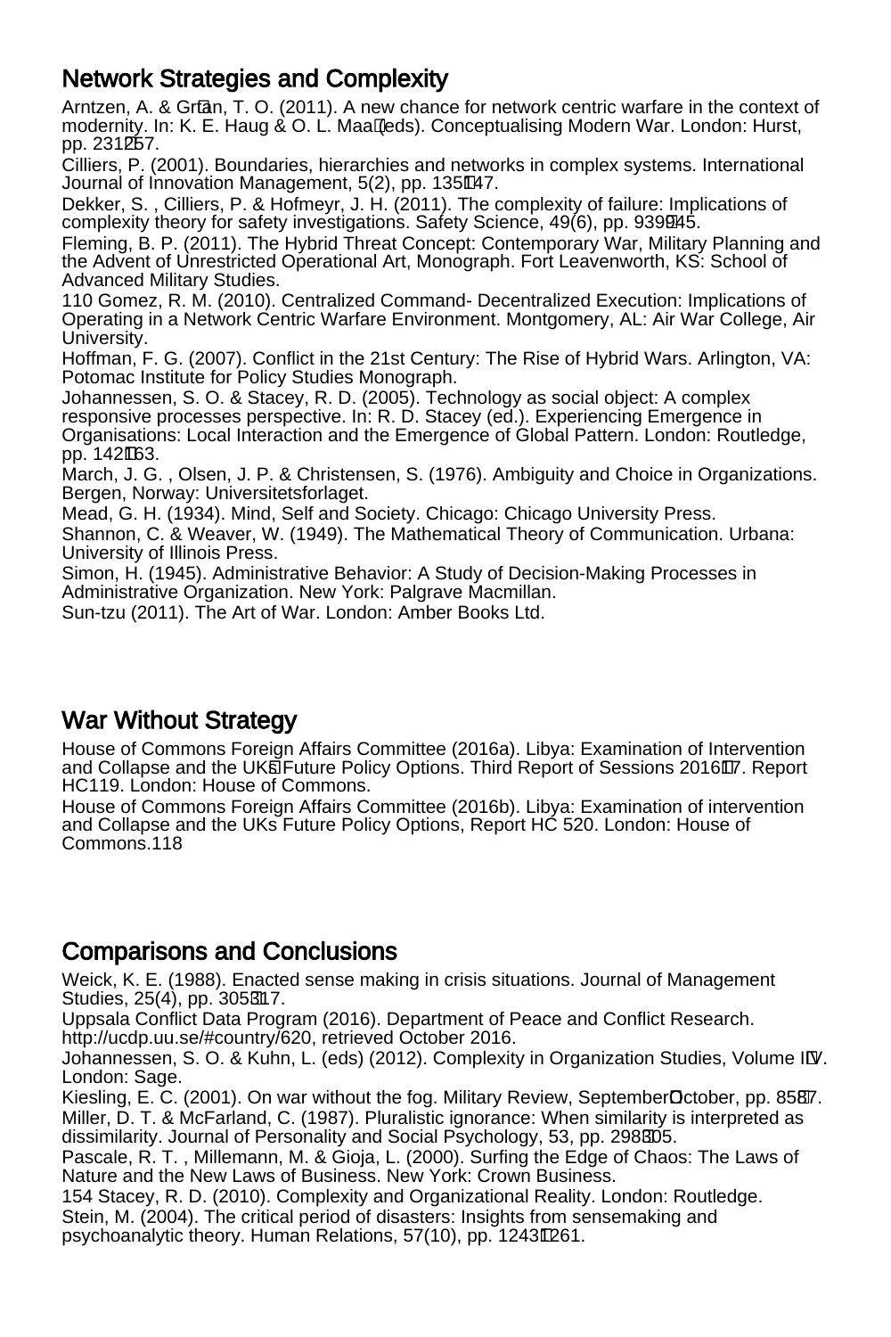## Network Strategies and Complexity

Arntzen, A. & Grøan, T. O. (2011). A new chance for network centric warfare in the context of modernity. In: K. E. Haug & O. L. Maaø (eds). Conceptualising Modern War. London: Hurst, pp. 231–257.

Cilliers, P. (2001). Boundaries, hierarchies and networks in complex systems. International Journal of Innovation Management, 5(2), pp. 135–147.

Dekker, S. , Cilliers, P. & Hofmeyr, J. H. (2011). The complexity of failure: Implications of complexity theory for safety investigations. Safety Science, 49(6), pp. 939–945.

Fleming, B. P. (2011). The Hybrid Threat Concept: Contemporary War, Military Planning and the Advent of Unrestricted Operational Art, Monograph. Fort Leavenworth, KS: School of Advanced Military Studies.

110 Gomez, R. M. (2010). Centralized Command- Decentralized Execution: Implications of Operating in a Network Centric Warfare Environment. Montgomery, AL: Air War College, Air University.

Hoffman, F. G. (2007). Conflict in the 21st Century: The Rise of Hybrid Wars. Arlington, VA: Potomac Institute for Policy Studies Monograph.

Johannessen, S. O. & Stacey, R. D. (2005). Technology as social object: A complex responsive processes perspective. In: R. D. Stacey (ed.). Experiencing Emergence in Organisations: Local Interaction and the Emergence of Global Pattern. London: Routledge, pp. 142–163.

March, J. G. , Olsen, J. P. & Christensen, S. (1976). Ambiguity and Choice in Organizations. Bergen, Norway: Universitetsforlaget.

Mead, G. H. (1934). Mind, Self and Society. Chicago: Chicago University Press.

Shannon, C. & Weaver, W. (1949). The Mathematical Theory of Communication. Urbana: University of Illinois Press.

Simon, H. (1945). Administrative Behavior: A Study of Decision-Making Processes in Administrative Organization. New York: Palgrave Macmillan.

Sun-tzu (2011). The Art of War. London: Amber Books Ltd.

## War Without Strategy

House of Commons Foreign Affairs Committee (2016a). Libya: Examination of Intervention and Collapse and the UK's Future Policy Options. Third Report of Sessions 2016–17. Report HC119. London: House of Commons.

House of Commons Foreign Affairs Committee (2016b). Libya: Examination of intervention and Collapse and the UKs Future Policy Options, Report HC 520. London: House of Commons.118

## Comparisons and Conclusions

Weick, K. E. (1988). Enacted sense making in crisis situations. Journal of Management Studies, 25(4), pp. 305–317.

Uppsala Conflict Data Program (2016). Department of Peace and Conflict Research. http://ucdp.uu.se/#country/620, retrieved October 2016.

Johannessen, S. O. & Kuhn, L. (eds) (2012). Complexity in Organization Studies, Volume I–IV. London: Sage.

Kiesling, E. C. (2001). On war without the fog. Military Review, September–October, pp. 85–87.

Miller, D. T. & McFarland, C. (1987). Pluralistic ignorance: When similarity is interpreted as dissimilarity. Journal of Personality and Social Psychology, 53, pp. 298–305.

Pascale, R. T. , Millemann, M. & Gioja, L. (2000). Surfing the Edge of Chaos: The Laws of Nature and the New Laws of Business. New York: Crown Business.

154 Stacey, R. D. (2010). Complexity and Organizational Reality. London: Routledge.

Stein, M. (2004). The critical period of disasters: Insights from sensemaking and psychoanalytic theory. Human Relations, 57(10), pp. 1243–1261.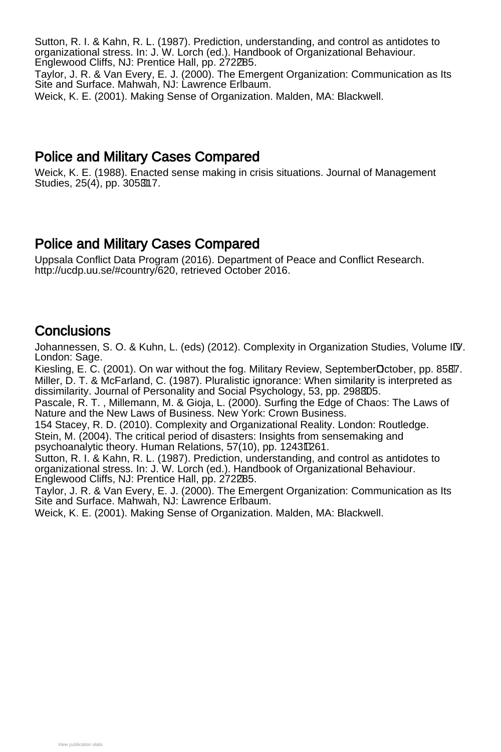Sutton, R. I. & Kahn, R. L. (1987). Prediction, understanding, and control as antidotes to organizational stress. In: J. W. Lorch (ed.). Handbook of Organizational Behaviour. Englewood Cliffs, NJ: Prentice Hall, pp. 272–285.

Taylor, J. R. & Van Every, E. J. (2000). The Emergent Organization: Communication as Its Site and Surface. Mahwah, NJ: Lawrence Erlbaum.

Weick, K. E. (2001). Making Sense of Organization. Malden, MA: Blackwell.

## Police and Military Cases Compared

Weick, K. E. (1988). Enacted sense making in crisis situations. Journal of Management Studies, 25(4), pp. 305–317.

## Police and Military Cases Compared

Uppsala Conflict Data Program (2016). Department of Peace and Conflict Research. http://ucdp.uu.se/#country/620, retrieved October 2016.

## Conclusions

Johannessen, S. O. & Kuhn, L. (eds) (2012). Complexity in Organization Studies, Volume I–IV. London: Sage.

Kiesling, E. C. (2001). On war without the fog. Military Review, September–October, pp. 85–87.

Miller, D. T. & McFarland, C. (1987). Pluralistic ignorance: When similarity is interpreted as dissimilarity. Journal of Personality and Social Psychology, 53, pp. 298–305.

Pascale, R. T. , Millemann, M. & Gioja, L. (2000). Surfing the Edge of Chaos: The Laws of Nature and the New Laws of Business. New York: Crown Business.

154 Stacey, R. D. (2010). Complexity and Organizational Reality. London: Routledge.

Stein, M. (2004). The critical period of disasters: Insights from sensemaking and psychoanalytic theory. Human Relations, 57(10), pp. 1243–1261.

Sutton, R. I. & Kahn, R. L. (1987). Prediction, understanding, and control as antidotes to organizational stress. In: J. W. Lorch (ed.). Handbook of Organizational Behaviour. Englewood Cliffs, NJ: Prentice Hall, pp. 272–285.

Taylor, J. R. & Van Every, E. J. (2000). The Emergent Organization: Communication as Its Site and Surface. Mahwah, NJ: Lawrence Erlbaum.

Weick, K. E. (2001). Making Sense of Organization. Malden, MA: Blackwell.